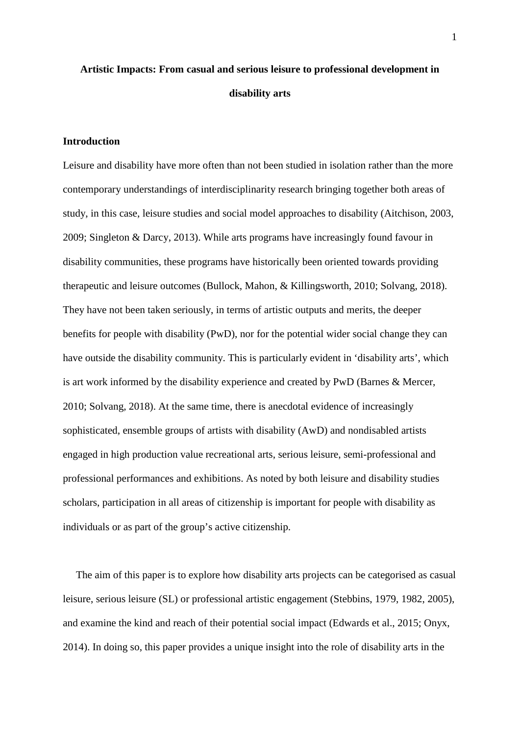# Artistic Impacts: From casual and serious leisure to professional development in disability arts

## Introduction

Leisure and disability have more often than not been studied in isolation rather than the more contemporary understandings of interdisciplinarity research bringing together both areas of study, in this case, leisure studies and social model approaches to disability (Aitchison, 2003, 2009; Singleton & Darcy, 2013). While arts programs have increasingly found favour in disability communities, these programs have historically been oriented towards providing therapeutic and leisure outcomes (Bullock, Mahon, & Killingsworth, 2010; Solvang, 2018). They have not been taken seriously, in terms of artistic outputs and merits, the deeper benefits for people with disability (PwD), nor for the potential wider social change they can have outside the disability community. This is particularly evident in 'disability arts', which is art work informed by the disability experience and created by PwD (Barnes & Mercer, 2010; Solvang, 2018). At the same time, there is anecdotal evidence of increasingly sophisticated, ensemble groups of artists with disability (AwD) and nondisabled artists engaged in high production value recreational arts, serious leisure, semi-professional and professional performances and exhibitions. As noted by both leisure and disability studies scholars, participation in all areas of citizenship is important for people with disability as individuals or as part of the group's active citizenship.

The aim of this paper is to explore how disability arts projects can be categorised as casual leisure, serious leisure (SL) or professional artistic engagement (Stebbins, 1979, 1982, 2005), and examine the kind and reach of their potential social impact (Edwards et al., 2015; Onyx, 2014). In doing so, this paper provides a unique insight into the role of disability arts in the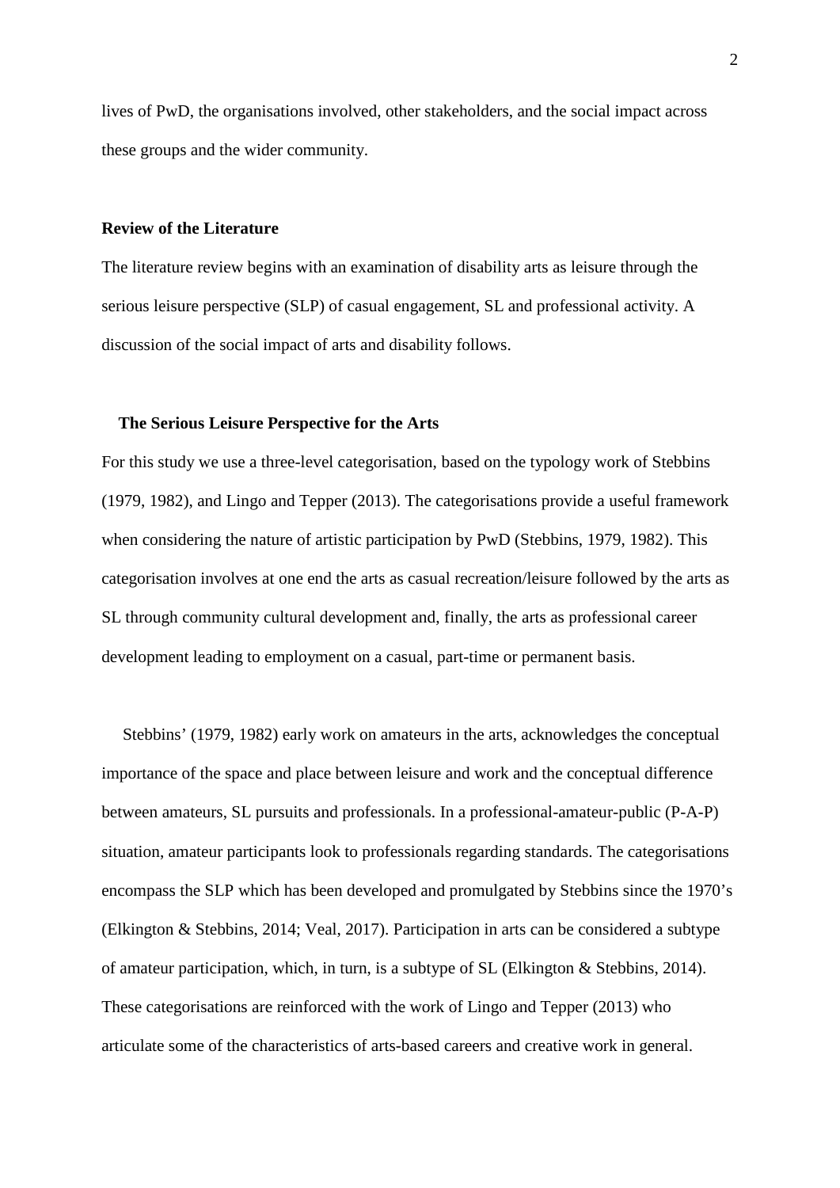lives of PwD, the organisations involved, other stakeholders, and the social impact across these groups and the wider community.

## Review of the Literature

The literature review begins with an examination of disability arts as leisure through the serious leisure perspective (SLP) of casual engagement, SL and professional activity. A discussion of the social impact of arts and disability follows.

### The Serious Leisure Perspective for the Arts

For this study we use a three-level categorisation, based on the typology work of Stebbins (1979, 1982), and Lingo and Tepper (2013). The categorisations provide a useful framework when considering the nature of artistic participation by PwD (Stebbins, 1979, 1982). This categorisation involves at one end the arts as casual recreation/leisure followed by the arts as SL through community cultural development and, finally, the arts as professional career development leading to employment on a casual, part-time or permanent basis.

Stebbins' (1979, 1982) early work on amateurs in the arts, acknowledges the conceptual importance of the space and place between leisure and work and the conceptual difference between amateurs, SL pursuits and professionals. In a professional-amateur-public (P-A-P) situation, amateur participants look to professionals regarding standards. The categorisations encompass the SLP which has been developed and promulgated by Stebbins since the 1970's (Elkington & Stebbins, 2014; Veal, 2017). Participation in arts can be considered a subtype of amateur participation, which, in turn, is a subtype of SL (Elkington & Stebbins, 2014). These categorisations are reinforced with the work of Lingo and Tepper (2013) who articulate some of the characteristics of arts-based careers and creative work in general.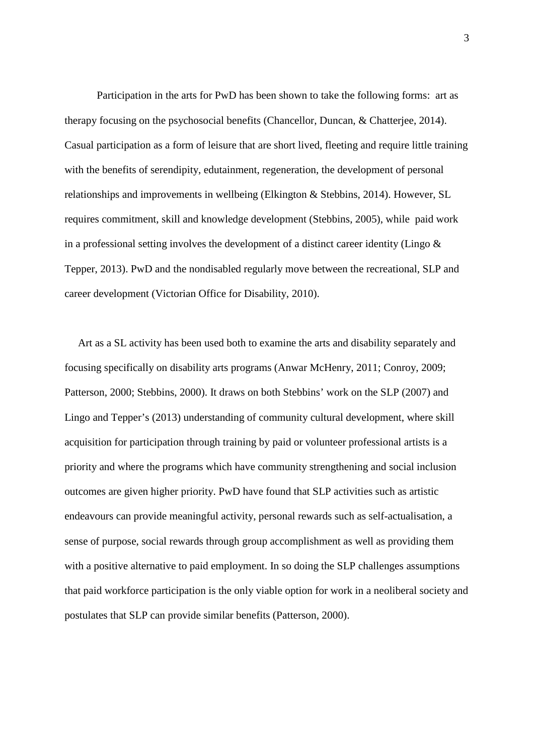Participation in the arts for PwD has been shown to take the following forms: art as therapy focusing on the psychosocial benefits (Chancellor, Duncan, & Chatterjee, 2014). Casual participation as a form of leisure that are short lived, fleeting and require little training with the benefits of serendipity, edutainment, regeneration, the development of personal relationships and improvements in wellbeing (Elkington & Stebbins, 2014). However, SL requires commitment, skill and knowledge development (Stebbins, 2005), while paid work in a professional setting involves the development of a distinct career identity (Lingo & Tepper, 2013). PwD and the nondisabled regularly move between the recreational, SLP and career development (Victorian Office for Disability, 2010).

Art as a SL activity has been used both to examine the arts and disability separately and focusing specifically on disability arts programs (Anwar McHenry, 2011; Conroy, 2009; Patterson, 2000; Stebbins, 2000). It draws on both Stebbins' work on the SLP (2007) and Lingo and Tepper's (2013) understanding of community cultural development, where skill acquisition for participation through training by paid or volunteer professional artists is a priority and where the programs which have community strengthening and social inclusion outcomes are given higher priority. PwD have found that SLP activities such as artistic endeavours can provide meaningful activity, personal rewards such as self-actualisation, a sense of purpose, social rewards through group accomplishment as well as providing them with a positive alternative to paid employment. In so doing the SLP challenges assumptions that paid workforce participation is the only viable option for work in a neoliberal society and postulates that SLP can provide similar benefits (Patterson, 2000).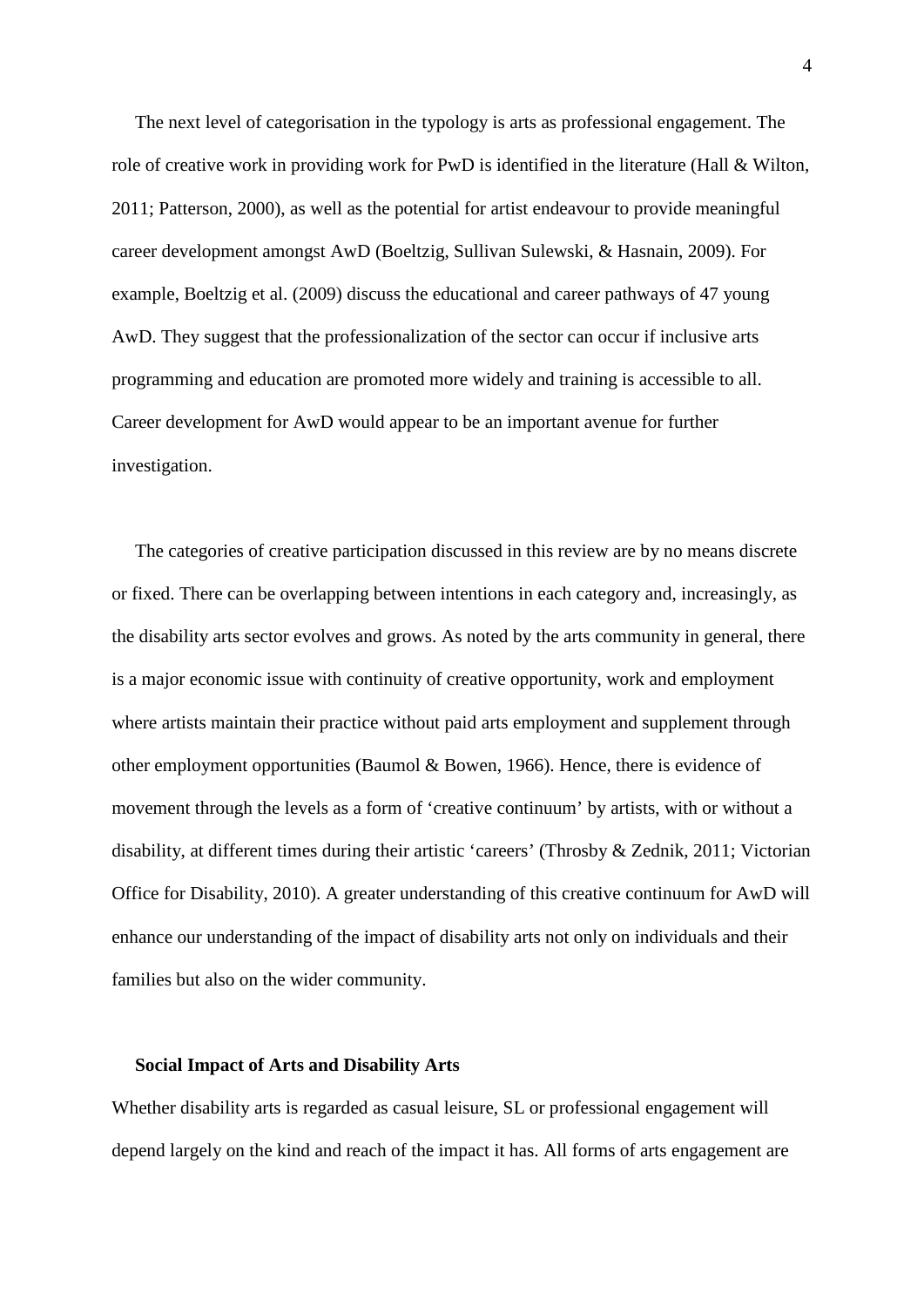The next level of categorisation in the typology is arts as professional engagement. The role of creative work in providing work for PwD is identified in the literature (Hall & Wilton, 2011; Patterson, 2000), as well as the potential for artist endeavour to provide meaningful career development amongst AwD (Boeltzig, Sullivan Sulewski, & Hasnain, 2009). For example, Boeltzig et al. (2009) discuss the educational and career pathways of 47 young AwD. They suggest that the professionalization of the sector can occur if inclusive arts programming and education are promoted more widely and training is accessible to all. Career development for AwD would appear to be an important avenue for further investigation.

The categories of creative participation discussed in this review are by no means discrete or fixed. There can be overlapping between intentions in each category and, increasingly, as the disability arts sector evolves and grows. As noted by the arts community in general, there is a major economic issue with continuity of creative opportunity, work and employment where artists maintain their practice without paid arts employment and supplement through other employment opportunities (Baumol & Bowen, 1966). Hence, there is evidence of movement through the levels as a form of 'creative continuum' by artists, with or without a disability, at different times during their artistic 'careers' (Throsby & Zednik, 2011; Victorian Office for Disability, 2010). A greater understanding of this creative continuum for AwD will enhance our understanding of the impact of disability arts not only on individuals and their families but also on the wider community.

### Social Impact of Arts and Disability Arts

Whether disability arts is regarded as casual leisure, SL or professional engagement will depend largely on the kind and reach of the impact it has. All forms of arts engagement are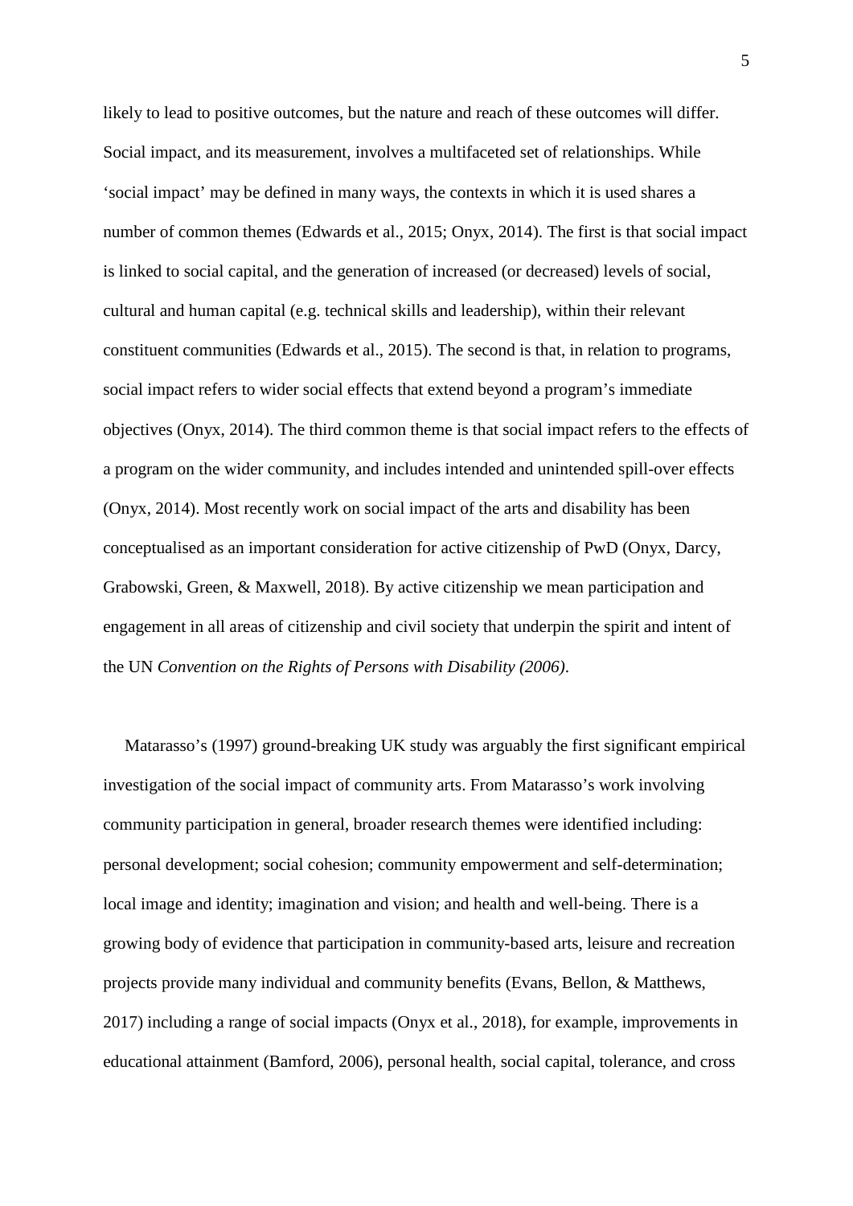likely to lead to positive outcomes, but the nature and reach of these outcomes will differ. Social impact, and its measurement, involves a multifaceted set of relationships. While 'social impact' may be defined in many ways, the contexts in which it is used shares a number of common themes (Edwards et al., 2015; Onyx, 2014). The first is that social impact is linked to social capital, and the generation of increased (or decreased) levels of social, cultural and human capital (e.g. technical skills and leadership), within their relevant constituent communities (Edwards et al., 2015). The second is that, in relation to programs, social impact refers to wider social effects that extend beyond a program's immediate objectives (Onyx, 2014). The third common theme is that social impact refers to the effects of a program on the wider community, and includes intended and unintended spill-over effects (Onyx, 2014). Most recently work on social impact of the arts and disability has been conceptualised as an important consideration for active citizenship of PwD (Onyx, Darcy, Grabowski, Green, & Maxwell, 2018). By active citizenship we mean participation and engagement in all areas of citizenship and civil society that underpin the spirit and intent of the UN *Convention on the Rights of Persons with Disability (2006)*.

Matarasso's (1997) ground-breaking UK study was arguably the first significant empirical investigation of the social impact of community arts. From Matarasso's work involving community participation in general, broader research themes were identified including: personal development; social cohesion; community empowerment and self-determination; local image and identity; imagination and vision; and health and well-being. There is a growing body of evidence that participation in community-based arts, leisure and recreation projects provide many individual and community benefits (Evans, Bellon, & Matthews, 2017) including a range of social impacts (Onyx et al., 2018), for example, improvements in educational attainment (Bamford, 2006), personal health, social capital, tolerance, and cross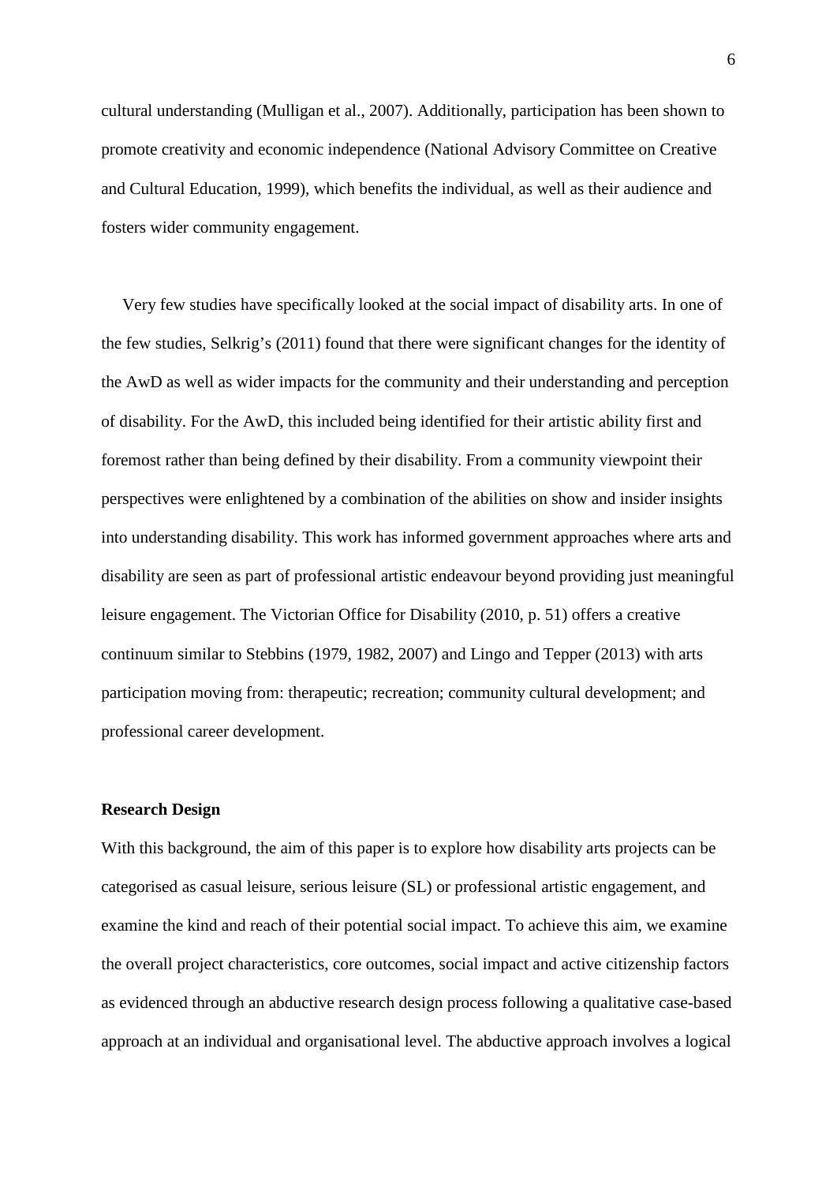cultural understanding (Mulligan et al., 2007). Additionally, participation has been shown to promote creativity and economic independence (National Advisory Committee on Creative and Cultural Education, 1999), which benefits the individual, as well as their audience and fosters wider community engagement.

Very few studies have specifically looked at the social impact of disability arts. In one of the few studies, Selkrig's (2011) found that there were significant changes for the identity of the AwD as well as wider impacts for the community and their understanding and perception of disability. For the AwD, this included being identified for their artistic ability first and foremost rather than being defined by their disability. From a community viewpoint their perspectives were enlightened by a combination of the abilities on show and insider insights into understanding disability. This work has informed government approaches where arts and disability are seen as part of professional artistic endeavour beyond providing just meaningful leisure engagement. The Victorian Office for Disability (2010, p. 51) offers a creative continuum similar to Stebbins (1979, 1982, 2007) and Lingo and Tepper (2013) with arts participation moving from: therapeutic; recreation; community cultural development; and professional career development.

**Research Design**

With this background, the aim of this paper is to explore how disability arts projects can be categorised as casual leisure, serious leisure (SL) or professional artistic engagement, and examine the kind and reach of their potential social impact. To achieve this aim, we examine the overall project characteristics, core outcomes, social impact and active citizenship factors as evidenced through an abductive research design process following a qualitative case-based approach at an individual and organisational level. The abductive approach involves a logical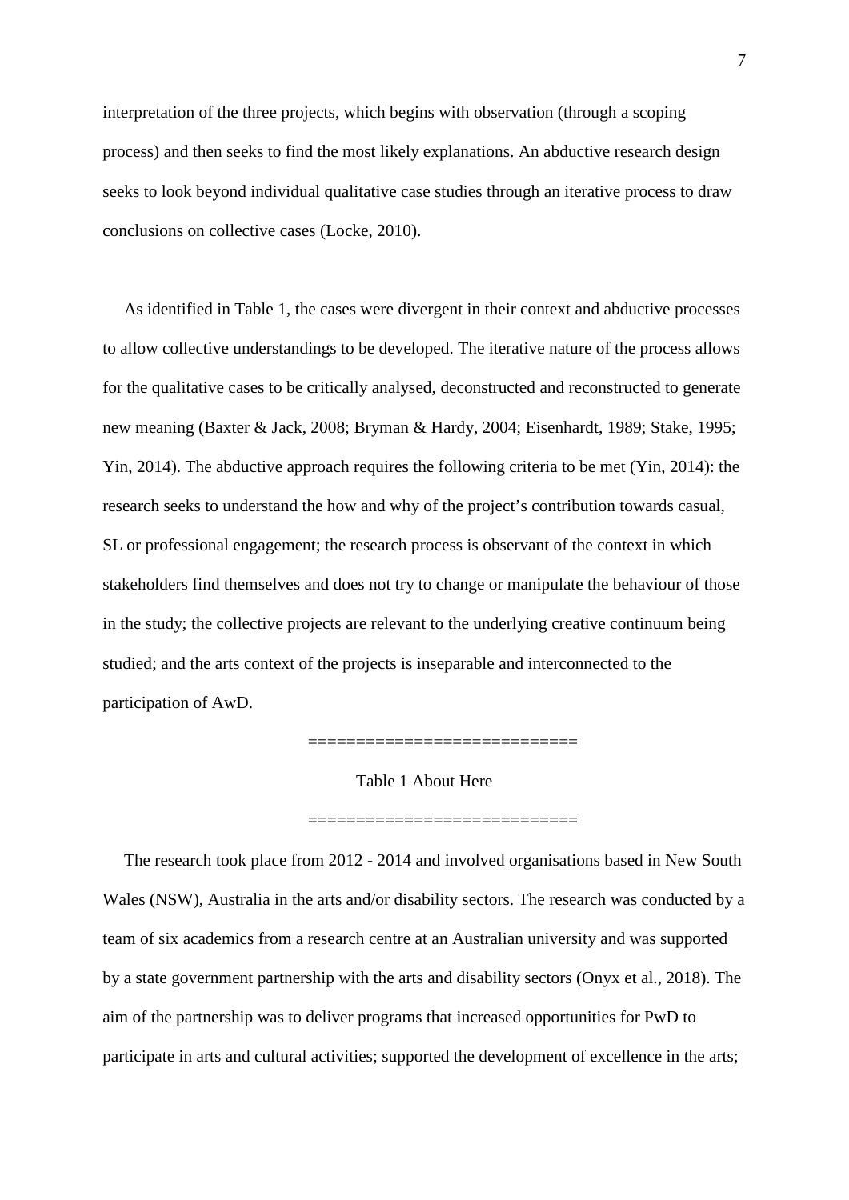interpretation of the three projects, which begins with observation (through a scoping process) and then seeks to find the most likely explanations. An abductive research design seeks to look beyond individual qualitative case studies through an iterative process to draw conclusions on collective cases (Locke, 2010).

As identified in Table 1, the cases were divergent in their context and abductive processes to allow collective understandings to be developed. The iterative nature of the process allows for the qualitative cases to be critically analysed, deconstructed and reconstructed to generate new meaning (Baxter & Jack, 2008; Bryman & Hardy, 2004; Eisenhardt, 1989; Stake, 1995; Yin, 2014). The abductive approach requires the following criteria to be met (Yin, 2014): the research seeks to understand the how and why of the project's contribution towards casual, SL or professional engagement; the research process is observant of the context in which stakeholders find themselves and does not try to change or manipulate the behaviour of those in the study; the collective projects are relevant to the underlying creative continuum being studied; and the arts context of the projects is inseparable and interconnected to the participation of AwD.

===========================

Table 1 About Here

===========================

The research took place from 2012 - 2014 and involved organisations based in New South Wales (NSW), Australia in the arts and/or disability sectors. The research was conducted by a team of six academics from a research centre at an Australian university and was supported by a state government partnership with the arts and disability sectors (Onyx et al., 2018). The aim of the partnership was to deliver programs that increased opportunities for PwD to participate in arts and cultural activities; supported the development of excellence in the arts;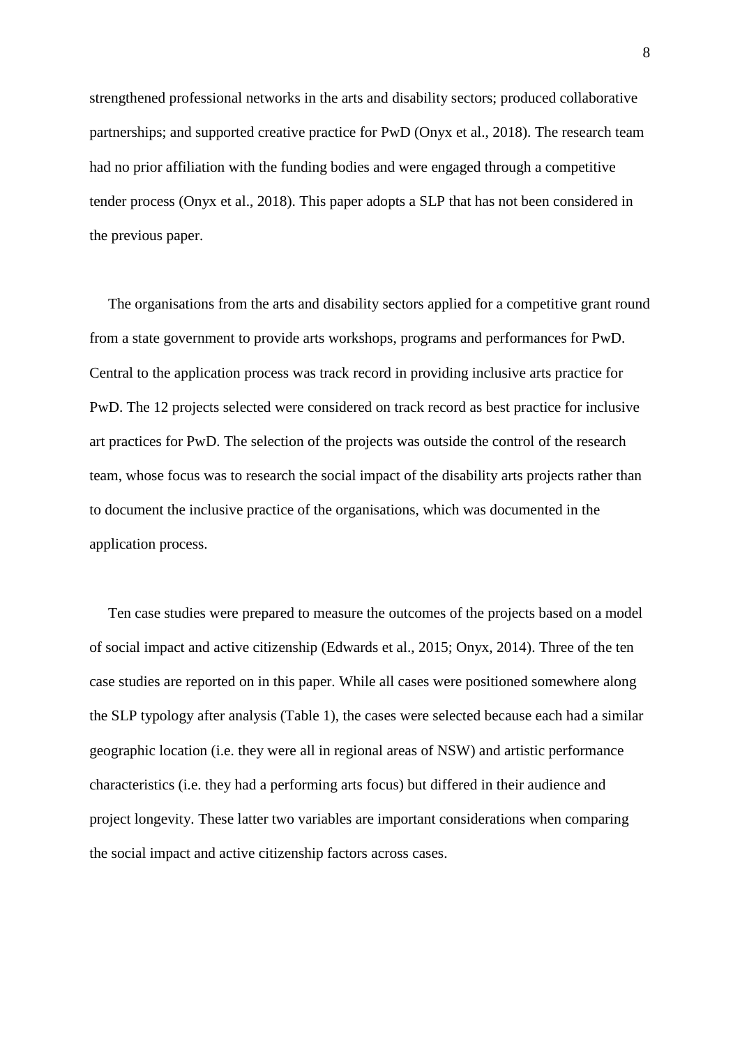strengthened professional networks in the arts and disability sectors; produced collaborative partnerships; and supported creative practice for PwD (Onyx et al., 2018). The research team had no prior affiliation with the funding bodies and were engaged through a competitive tender process (Onyx et al., 2018). This paper adopts a SLP that has not been considered in the previous paper.

The organisations from the arts and disability sectors applied for a competitive grant round from a state government to provide arts workshops, programs and performances for PwD. Central to the application process was track record in providing inclusive arts practice for PwD. The 12 projects selected were considered on track record as best practice for inclusive art practices for PwD. The selection of the projects was outside the control of the research team, whose focus was to research the social impact of the disability arts projects rather than to document the inclusive practice of the organisations, which was documented in the application process.

Ten case studies were prepared to measure the outcomes of the projects based on a model of social impact and active citizenship (Edwards et al., 2015; Onyx, 2014). Three of the ten case studies are reported on in this paper. While all cases were positioned somewhere along the SLP typology after analysis (Table 1), the cases were selected because each had a similar geographic location (i.e. they were all in regional areas of NSW) and artistic performance characteristics (i.e. they had a performing arts focus) but differed in their audience and project longevity. These latter two variables are important considerations when comparing the social impact and active citizenship factors across cases.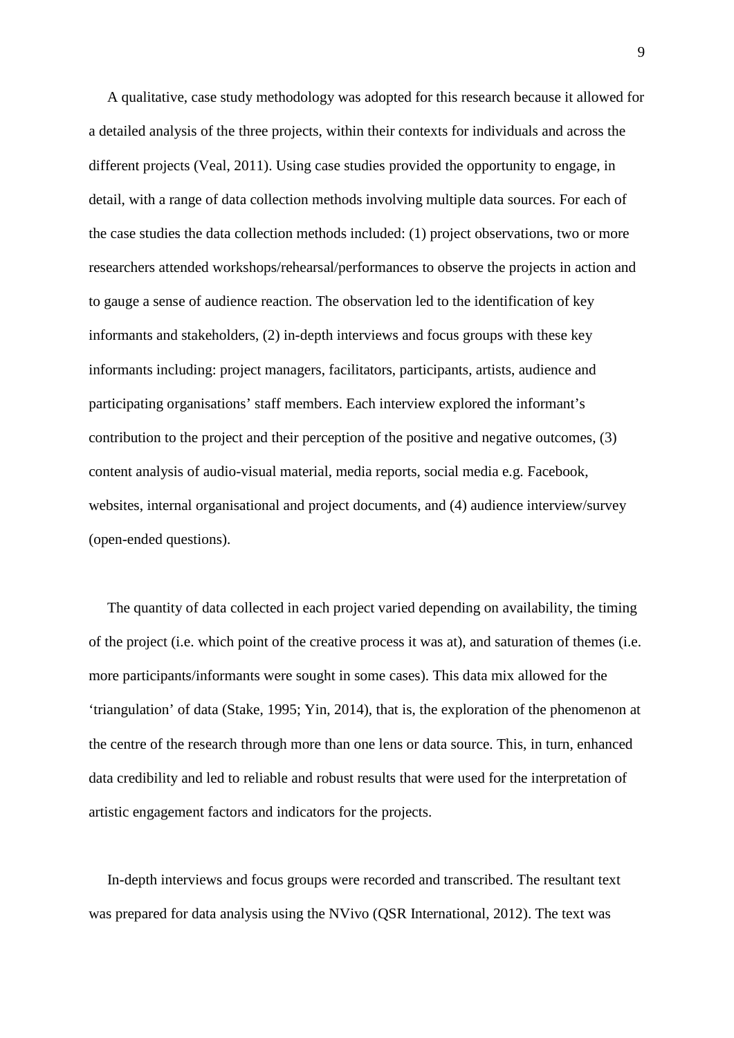A qualitative, case study methodology was adopted for this research because it allowed for a detailed analysis of the three projects, within their contexts for individuals and across the different projects (Veal, 2011). Using case studies provided the opportunity to engage, in detail, with a range of data collection methods involving multiple data sources. For each of the case studies the data collection methods included: (1) project observations, two or more researchers attended workshops/rehearsal/performances to observe the projects in action and to gauge a sense of audience reaction. The observation led to the identification of key informants and stakeholders, (2) in-depth interviews and focus groups with these key informants including: project managers, facilitators, participants, artists, audience and participating organisations' staff members. Each interview explored the informant's contribution to the project and their perception of the positive and negative outcomes, (3) content analysis of audio-visual material, media reports, social media e.g. Facebook, websites, internal organisational and project documents, and (4) audience interview/survey (open-ended questions).

The quantity of data collected in each project varied depending on availability, the timing of the project (i.e. which point of the creative process it was at), and saturation of themes (i.e. more participants/informants were sought in some cases). This data mix allowed for the 'triangulation' of data (Stake, 1995; Yin, 2014), that is, the exploration of the phenomenon at the centre of the research through more than one lens or data source. This, in turn, enhanced data credibility and led to reliable and robust results that were used for the interpretation of artistic engagement factors and indicators for the projects.

In-depth interviews and focus groups were recorded and transcribed. The resultant text was prepared for data analysis using the NVivo (QSR International, 2012). The text was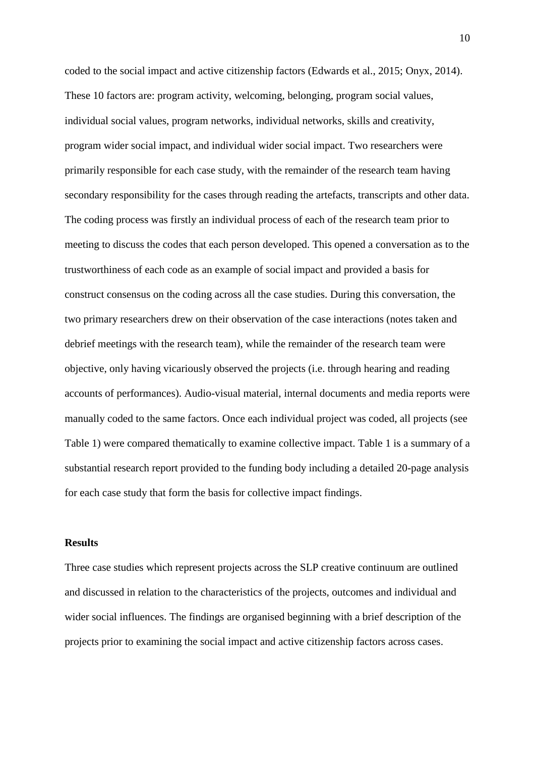coded to the social impact and active citizenship factors (Edwards et al., 2015; Onyx, 2014). These 10 factors are: program activity, welcoming, belonging, program social values, individual social values, program networks, individual networks, skills and creativity, program wider social impact, and individual wider social impact. Two researchers were primarily responsible for each case study, with the remainder of the research team having secondary responsibility for the cases through reading the artefacts, transcripts and other data. The coding process was firstly an individual process of each of the research team prior to meeting to discuss the codes that each person developed. This opened a conversation as to the trustworthiness of each code as an example of social impact and provided a basis for construct consensus on the coding across all the case studies. During this conversation, the two primary researchers drew on their observation of the case interactions (notes taken and debrief meetings with the research team), while the remainder of the research team were objective, only having vicariously observed the projects (i.e. through hearing and reading accounts of performances). Audio-visual material, internal documents and media reports were manually coded to the same factors. Once each individual project was coded, all projects (see Table 1) were compared thematically to examine collective impact. Table 1 is a summary of a substantial research report provided to the funding body including a detailed 20-page analysis for each case study that form the basis for collective impact findings.

## Results

Three case studies which represent projects across the SLP creative continuum are outlined and discussed in relation to the characteristics of the projects, outcomes and individual and wider social influences. The findings are organised beginning with a brief description of the projects prior to examining the social impact and active citizenship factors across cases.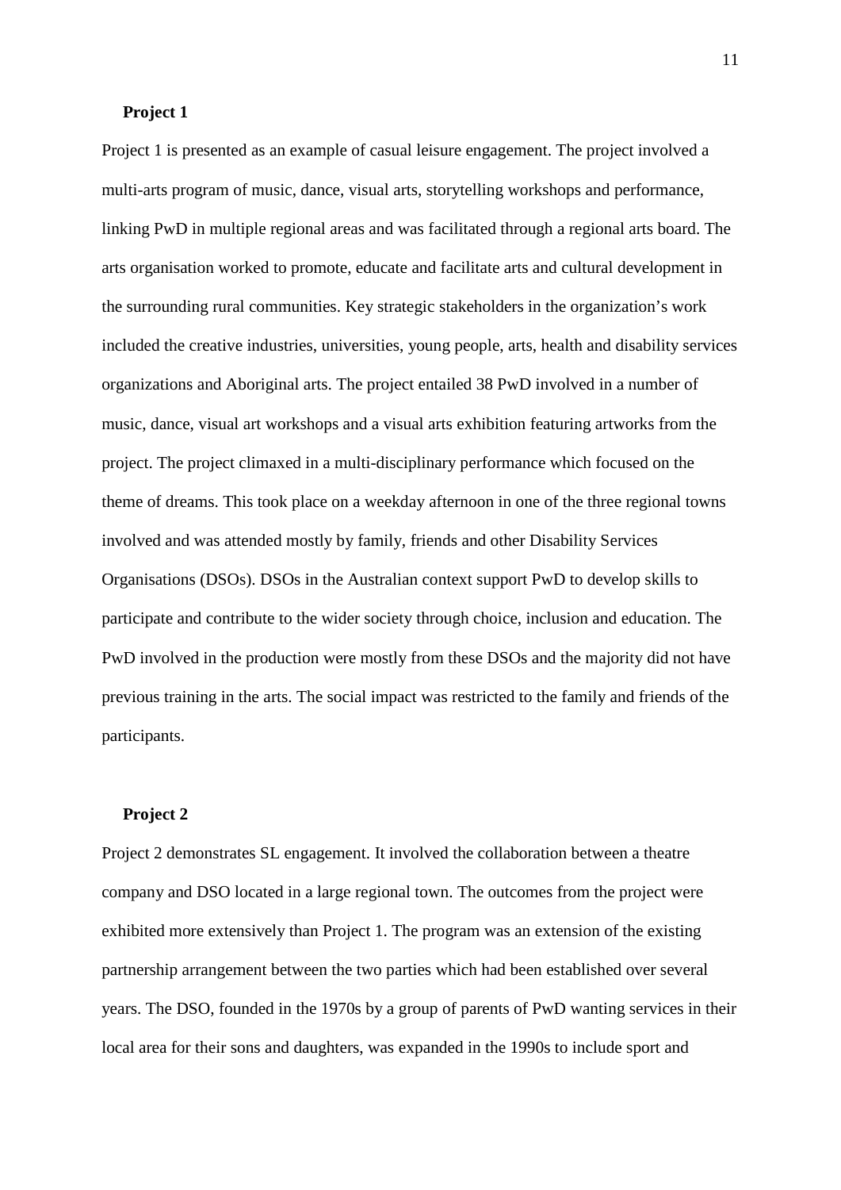### Project 1

Project 1 is presented as an example of casual leisure engagement. The project involved a multi-arts program of music, dance, visual arts, storytelling workshops and performance, linking PwD in multiple regional areas and was facilitated through a regional arts board. The arts organisation worked to promote, educate and facilitate arts and cultural development in the surrounding rural communities. Key strategic stakeholders in the organization's work included the creative industries, universities, young people, arts, health and disability services organizations and Aboriginal arts. The project entailed 38 PwD involved in a number of music, dance, visual art workshops and a visual arts exhibition featuring artworks from the project. The project climaxed in a multi-disciplinary performance which focused on the theme of dreams. This took place on a weekday afternoon in one of the three regional towns involved and was attended mostly by family, friends and other Disability Services Organisations (DSOs). DSOs in the Australian context support PwD to develop skills to participate and contribute to the wider society through choice, inclusion and education. The PwD involved in the production were mostly from these DSOs and the majority did not have previous training in the arts. The social impact was restricted to the family and friends of the participants.

### Project 2

Project 2 demonstrates SL engagement. It involved the collaboration between a theatre company and DSO located in a large regional town. The outcomes from the project were exhibited more extensively than Project 1. The program was an extension of the existing partnership arrangement between the two parties which had been established over several years. The DSO, founded in the 1970s by a group of parents of PwD wanting services in their local area for their sons and daughters, was expanded in the 1990s to include sport and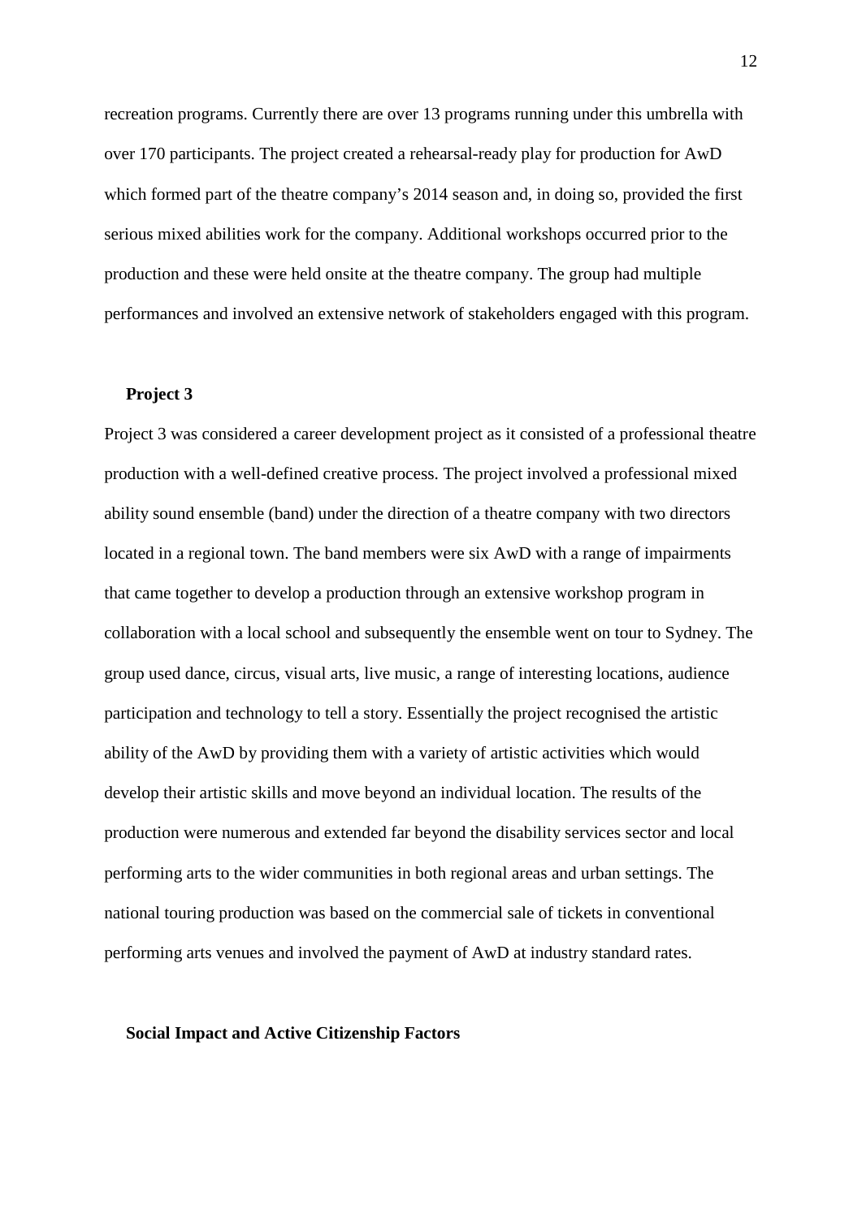recreation programs. Currently there are over 13 programs running under this umbrella with over 170 participants. The project created a rehearsal-ready play for production for AwD which formed part of the theatre company's 2014 season and, in doing so, provided the first serious mixed abilities work for the company. Additional workshops occurred prior to the production and these were held onsite at the theatre company. The group had multiple performances and involved an extensive network of stakeholders engaged with this program.

**Project 3**

Project 3 was considered a career development project as it consisted of a professional theatre production with a well-defined creative process. The project involved a professional mixed ability sound ensemble (band) under the direction of a theatre company with two directors located in a regional town. The band members were six AwD with a range of impairments that came together to develop a production through an extensive workshop program in collaboration with a local school and subsequently the ensemble went on tour to Sydney. The group used dance, circus, visual arts, live music, a range of interesting locations, audience participation and technology to tell a story. Essentially the project recognised the artistic ability of the AwD by providing them with a variety of artistic activities which would develop their artistic skills and move beyond an individual location. The results of the production were numerous and extended far beyond the disability services sector and local performing arts to the wider communities in both regional areas and urban settings. The national touring production was based on the commercial sale of tickets in conventional performing arts venues and involved the payment of AwD at industry standard rates.

**Social Impact and Active Citizenship Factors**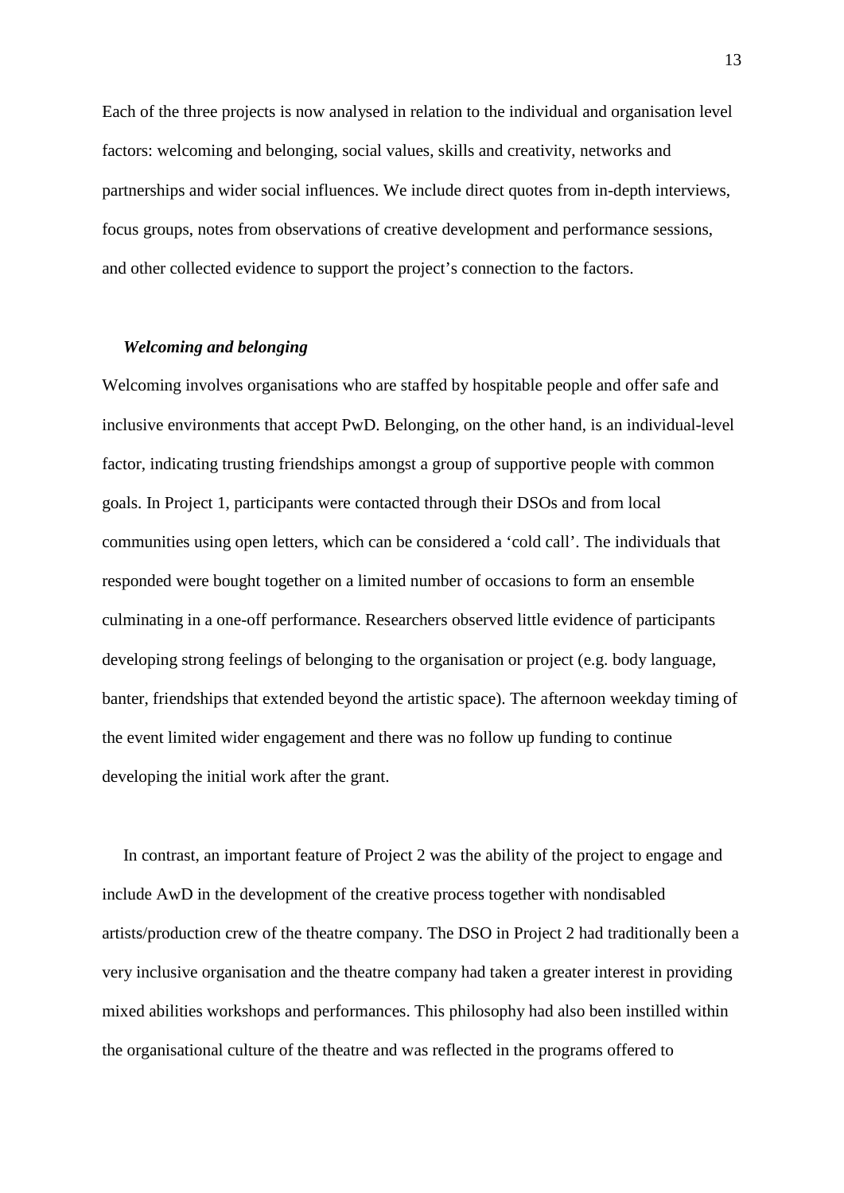Each of the three projects is now analysed in relation to the individual and organisation level factors: welcoming and belonging, social values, skills and creativity, networks and partnerships and wider social influences. We include direct quotes from in-depth interviews, focus groups, notes from observations of creative development and performance sessions, and other collected evidence to support the project's connection to the factors.

### *Welcoming and belonging*

Welcoming involves organisations who are staffed by hospitable people and offer safe and inclusive environments that accept PwD. Belonging, on the other hand, is an individual-level factor, indicating trusting friendships amongst a group of supportive people with common goals. In Project 1, participants were contacted through their DSOs and from local communities using open letters, which can be considered a 'cold call'. The individuals that responded were bought together on a limited number of occasions to form an ensemble culminating in a one-off performance. Researchers observed little evidence of participants developing strong feelings of belonging to the organisation or project (e.g. body language, banter, friendships that extended beyond the artistic space). The afternoon weekday timing of the event limited wider engagement and there was no follow up funding to continue developing the initial work after the grant.

In contrast, an important feature of Project 2 was the ability of the project to engage and include AwD in the development of the creative process together with nondisabled artists/production crew of the theatre company. The DSO in Project 2 had traditionally been a very inclusive organisation and the theatre company had taken a greater interest in providing mixed abilities workshops and performances. This philosophy had also been instilled within the organisational culture of the theatre and was reflected in the programs offered to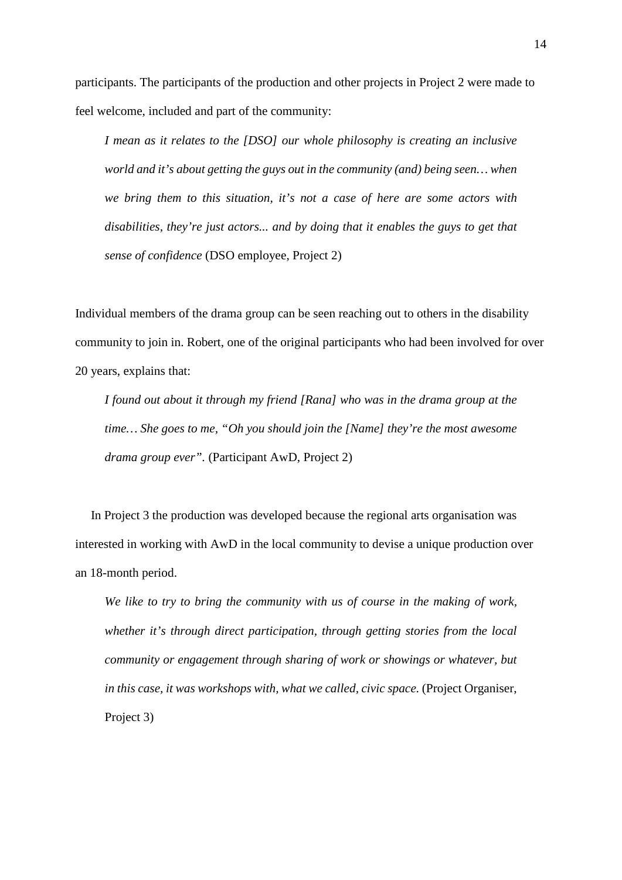participants. The participants of the production and other projects in Project 2 were made to feel welcome, included and part of the community:

> *I mean as it relates to the [DSO] our whole philosophy is creating an inclusive world and it's about getting the guys out in the community (and) being seen… when we bring them to this situation, it's not a case of here are some actors with disabilities, they're just actors... and by doing that it enables the guys to get that sense of confidence* (DSO employee, Project 2)

Individual members of the drama group can be seen reaching out to others in the disability community to join in. Robert, one of the original participants who had been involved for over 20 years, explains that:

> *I found out about it through my friend [Rana] who was in the drama group at the time… She goes to me, "Oh you should join the [Name] they're the most awesome drama group ever".* (Participant AwD, Project 2)

In Project 3 the production was developed because the regional arts organisation was interested in working with AwD in the local community to devise a unique production over an 18-month period.

> *We like to try to bring the community with us of course in the making of work, whether it's through direct participation, through getting stories from the local community or engagement through sharing of work or showings or whatever, but in this case, it was workshops with, what we called, civic space.* (Project Organiser, Project 3)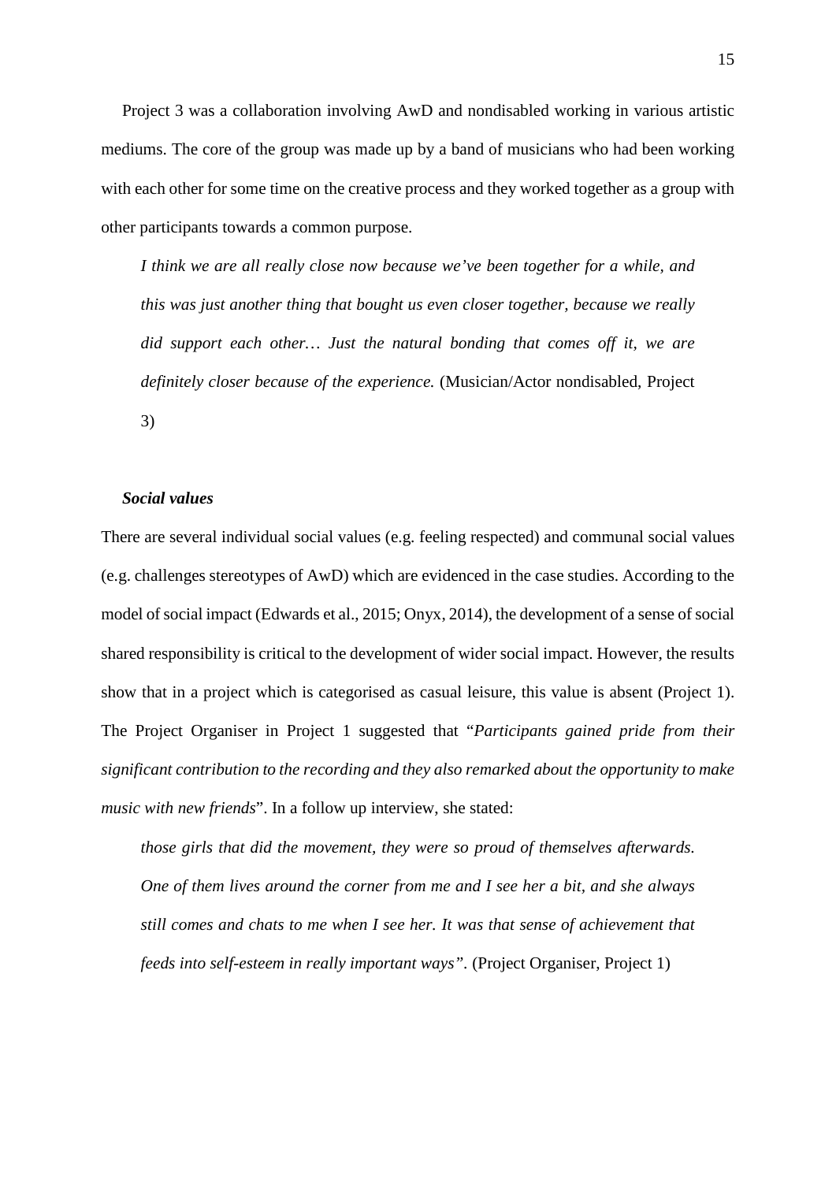Project 3 was a collaboration involving AwD and nondisabled working in various artistic mediums. The core of the group was made up by a band of musicians who had been working with each other for some time on the creative process and they worked together as a group with other participants towards a common purpose.

> *I think we are all really close now because we've been together for a while, and this was just another thing that bought us even closer together, because we really did support each other… Just the natural bonding that comes off it, we are definitely closer because of the experience.* (Musician/Actor nondisabled, Project 3)

***Social values***

There are several individual social values (e.g. feeling respected) and communal social values (e.g. challenges stereotypes of AwD) which are evidenced in the case studies. According to the model of social impact (Edwards et al., 2015; Onyx, 2014), the development of a sense of social shared responsibility is critical to the development of wider social impact. However, the results show that in a project which is categorised as casual leisure, this value is absent (Project 1). The Project Organiser in Project 1 suggested that "*Participants gained pride from their significant contribution to the recording and they also remarked about the opportunity to make music with new friends*". In a follow up interview, she stated:

> *those girls that did the movement, they were so proud of themselves afterwards. One of them lives around the corner from me and I see her a bit, and she always still comes and chats to me when I see her. It was that sense of achievement that feeds into self-esteem in really important ways".* (Project Organiser, Project 1)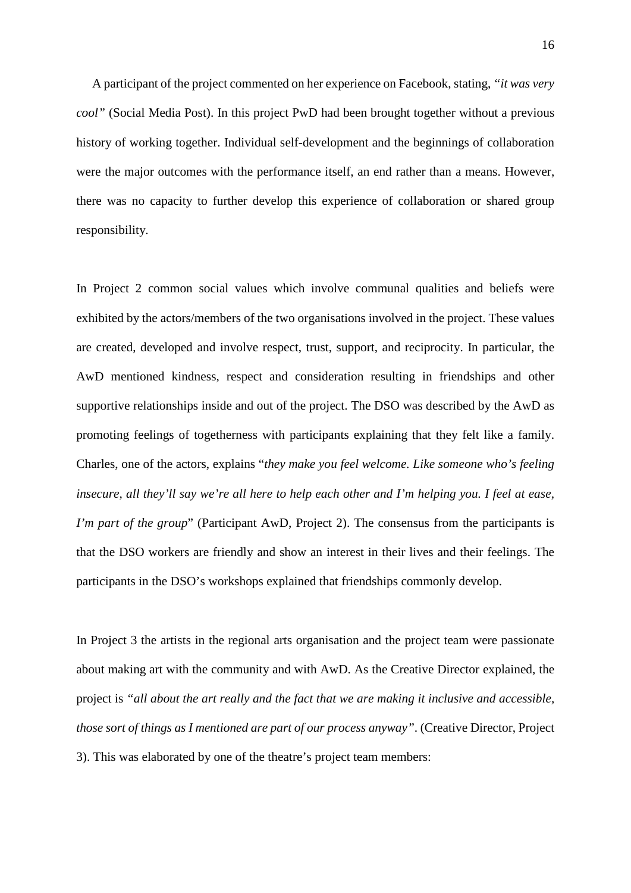A participant of the project commented on her experience on Facebook, stating, *"it was very cool"* (Social Media Post). In this project PwD had been brought together without a previous history of working together. Individual self-development and the beginnings of collaboration were the major outcomes with the performance itself, an end rather than a means. However, there was no capacity to further develop this experience of collaboration or shared group responsibility.

In Project 2 common social values which involve communal qualities and beliefs were exhibited by the actors/members of the two organisations involved in the project. These values are created, developed and involve respect, trust, support, and reciprocity. In particular, the AwD mentioned kindness, respect and consideration resulting in friendships and other supportive relationships inside and out of the project. The DSO was described by the AwD as promoting feelings of togetherness with participants explaining that they felt like a family. Charles, one of the actors, explains "*they make you feel welcome. Like someone who's feeling insecure, all they'll say we're all here to help each other and I'm helping you. I feel at ease, I'm part of the group*" (Participant AwD, Project 2). The consensus from the participants is that the DSO workers are friendly and show an interest in their lives and their feelings. The participants in the DSO's workshops explained that friendships commonly develop.

In Project 3 the artists in the regional arts organisation and the project team were passionate about making art with the community and with AwD. As the Creative Director explained, the project is *"all about the art really and the fact that we are making it inclusive and accessible, those sort of things as I mentioned are part of our process anyway"*. (Creative Director, Project 3). This was elaborated by one of the theatre's project team members: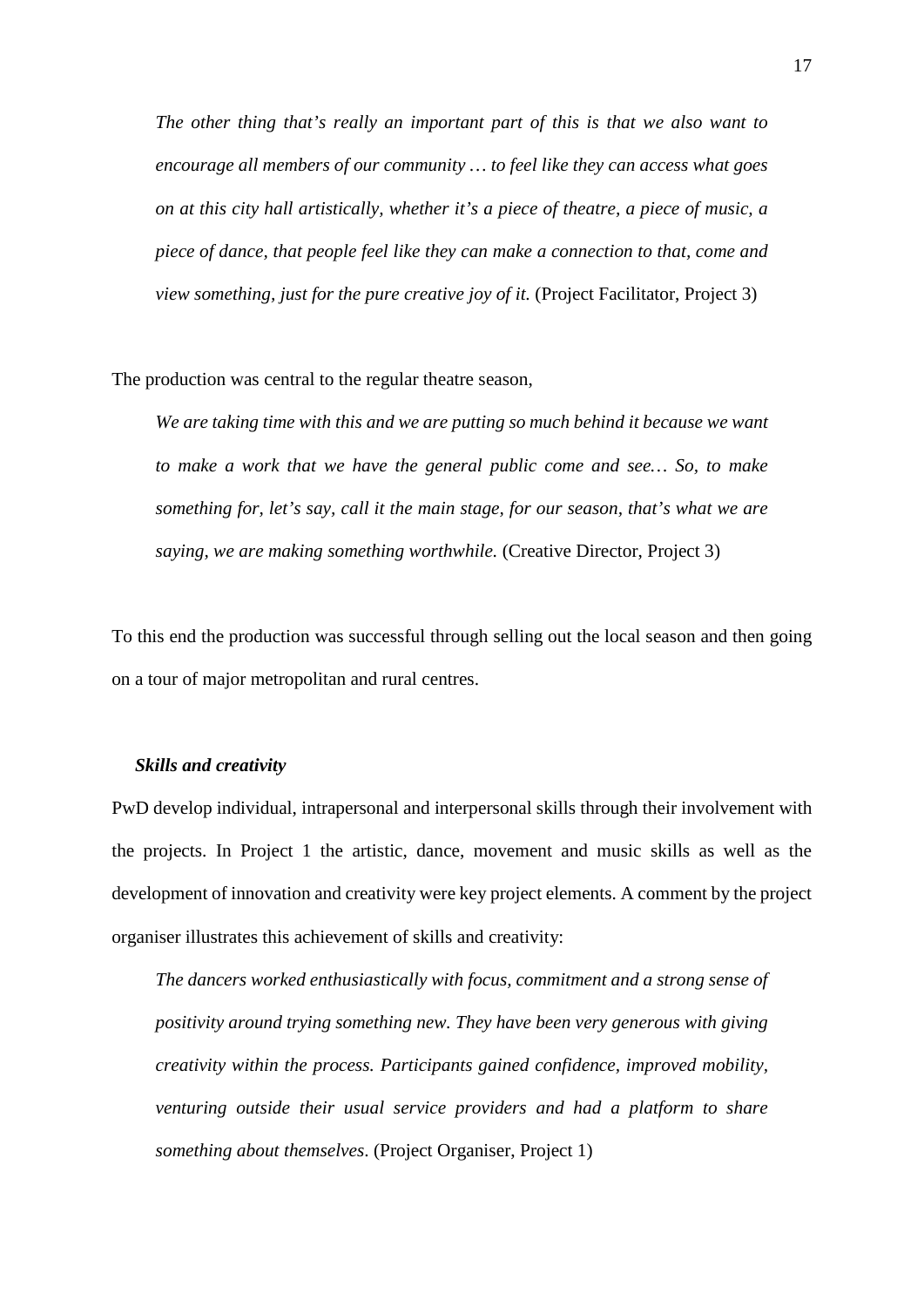> *The other thing that's really an important part of this is that we also want to encourage all members of our community … to feel like they can access what goes on at this city hall artistically, whether it's a piece of theatre, a piece of music, a piece of dance, that people feel like they can make a connection to that, come and view something, just for the pure creative joy of it.* (Project Facilitator, Project 3)

The production was central to the regular theatre season,

> *We are taking time with this and we are putting so much behind it because we want to make a work that we have the general public come and see… So, to make something for, let's say, call it the main stage, for our season, that's what we are saying, we are making something worthwhile.* (Creative Director, Project 3)

To this end the production was successful through selling out the local season and then going on a tour of major metropolitan and rural centres.

### *Skills and creativity*

PwD develop individual, intrapersonal and interpersonal skills through their involvement with the projects. In Project 1 the artistic, dance, movement and music skills as well as the development of innovation and creativity were key project elements. A comment by the project organiser illustrates this achievement of skills and creativity:

> *The dancers worked enthusiastically with focus, commitment and a strong sense of positivity around trying something new. They have been very generous with giving creativity within the process. Participants gained confidence, improved mobility, venturing outside their usual service providers and had a platform to share something about themselves*. (Project Organiser, Project 1)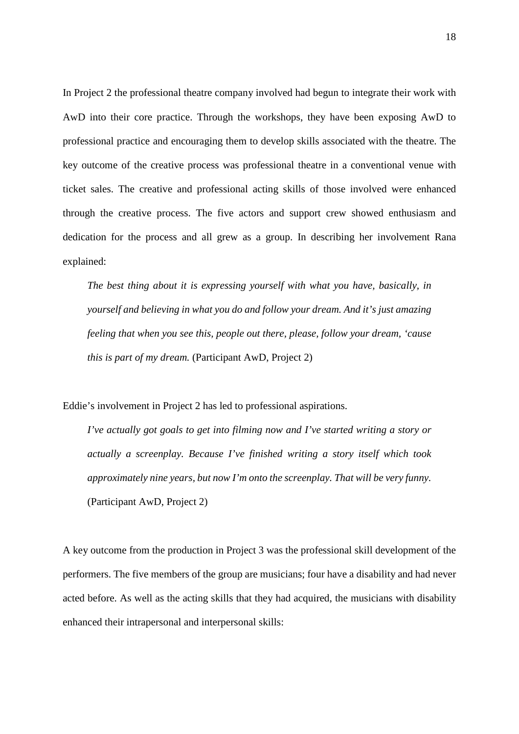In Project 2 the professional theatre company involved had begun to integrate their work with AwD into their core practice. Through the workshops, they have been exposing AwD to professional practice and encouraging them to develop skills associated with the theatre. The key outcome of the creative process was professional theatre in a conventional venue with ticket sales. The creative and professional acting skills of those involved were enhanced through the creative process. The five actors and support crew showed enthusiasm and dedication for the process and all grew as a group. In describing her involvement Rana explained:

> *The best thing about it is expressing yourself with what you have, basically, in yourself and believing in what you do and follow your dream. And it's just amazing feeling that when you see this, people out there, please, follow your dream, 'cause this is part of my dream.* (Participant AwD, Project 2)

Eddie's involvement in Project 2 has led to professional aspirations.

> *I've actually got goals to get into filming now and I've started writing a story or actually a screenplay. Because I've finished writing a story itself which took approximately nine years, but now I'm onto the screenplay. That will be very funny.* (Participant AwD, Project 2)

A key outcome from the production in Project 3 was the professional skill development of the performers. The five members of the group are musicians; four have a disability and had never acted before. As well as the acting skills that they had acquired, the musicians with disability enhanced their intrapersonal and interpersonal skills: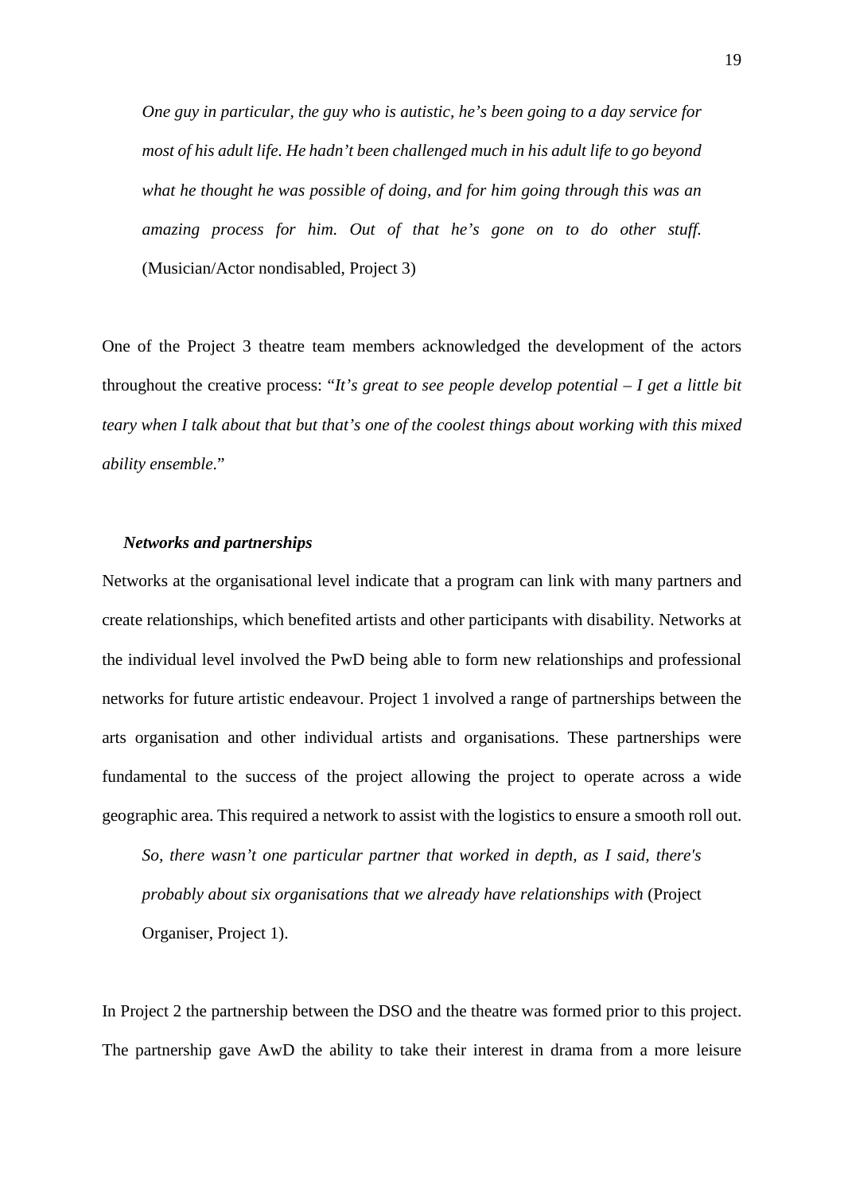> *One guy in particular, the guy who is autistic, he's been going to a day service for most of his adult life. He hadn't been challenged much in his adult life to go beyond what he thought he was possible of doing, and for him going through this was an amazing process for him. Out of that he's gone on to do other stuff.* (Musician/Actor nondisabled, Project 3)

One of the Project 3 theatre team members acknowledged the development of the actors throughout the creative process: "*It's great to see people develop potential – I get a little bit teary when I talk about that but that's one of the coolest things about working with this mixed ability ensemble*."

### *Networks and partnerships*

Networks at the organisational level indicate that a program can link with many partners and create relationships, which benefited artists and other participants with disability. Networks at the individual level involved the PwD being able to form new relationships and professional networks for future artistic endeavour. Project 1 involved a range of partnerships between the arts organisation and other individual artists and organisations. These partnerships were fundamental to the success of the project allowing the project to operate across a wide geographic area. This required a network to assist with the logistics to ensure a smooth roll out.

> *So, there wasn't one particular partner that worked in depth, as I said, there's probably about six organisations that we already have relationships with* (Project Organiser, Project 1).

In Project 2 the partnership between the DSO and the theatre was formed prior to this project. The partnership gave AwD the ability to take their interest in drama from a more leisure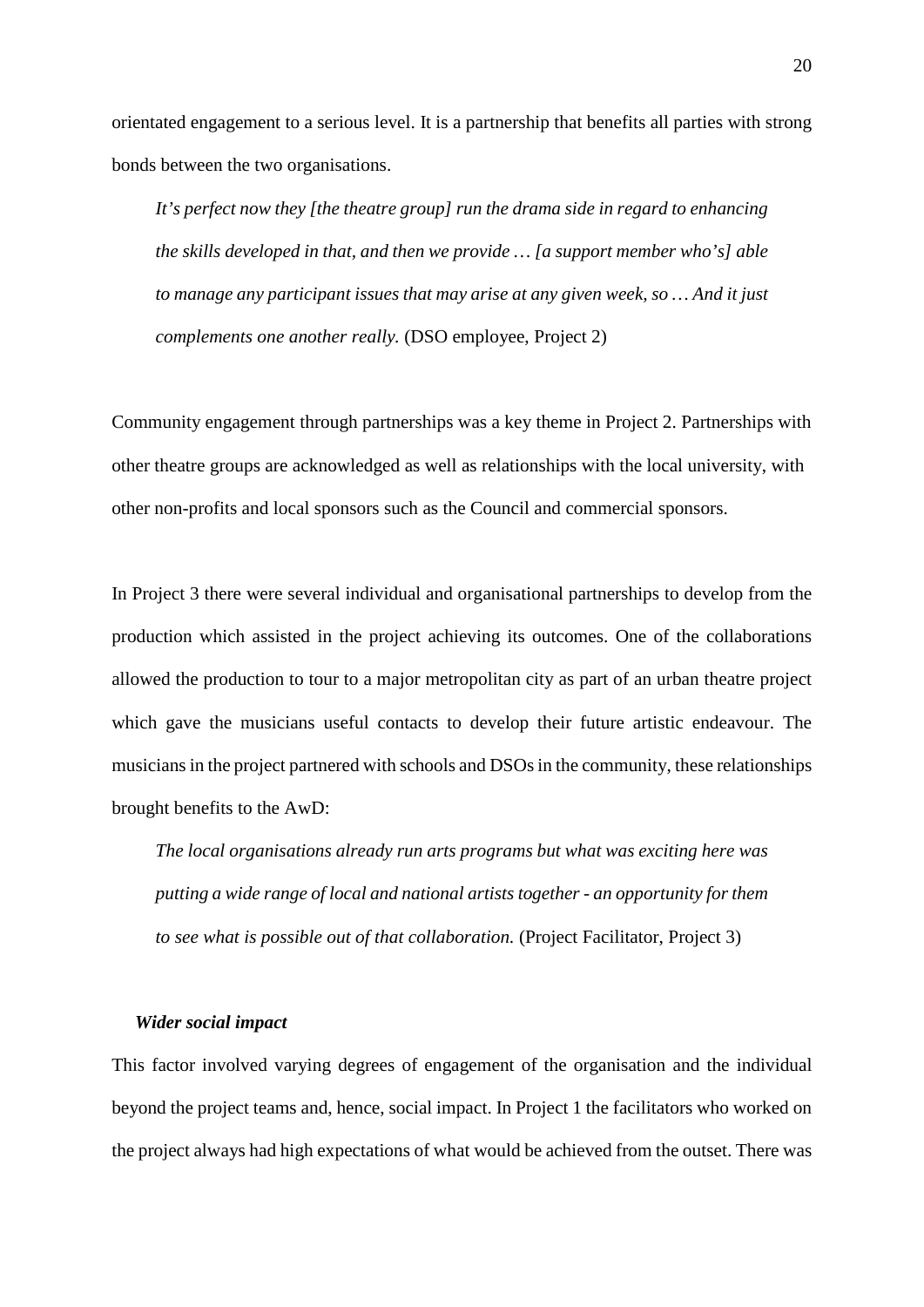orientated engagement to a serious level. It is a partnership that benefits all parties with strong bonds between the two organisations.

> *It's perfect now they [the theatre group] run the drama side in regard to enhancing the skills developed in that, and then we provide … [a support member who's] able to manage any participant issues that may arise at any given week, so … And it just complements one another really.* (DSO employee, Project 2)

Community engagement through partnerships was a key theme in Project 2. Partnerships with other theatre groups are acknowledged as well as relationships with the local university, with other non-profits and local sponsors such as the Council and commercial sponsors.

In Project 3 there were several individual and organisational partnerships to develop from the production which assisted in the project achieving its outcomes. One of the collaborations allowed the production to tour to a major metropolitan city as part of an urban theatre project which gave the musicians useful contacts to develop their future artistic endeavour. The musicians in the project partnered with schools and DSOs in the community, these relationships brought benefits to the AwD:

> *The local organisations already run arts programs but what was exciting here was putting a wide range of local and national artists together - an opportunity for them to see what is possible out of that collaboration.* (Project Facilitator, Project 3)

***Wider social impact***

This factor involved varying degrees of engagement of the organisation and the individual beyond the project teams and, hence, social impact. In Project 1 the facilitators who worked on the project always had high expectations of what would be achieved from the outset. There was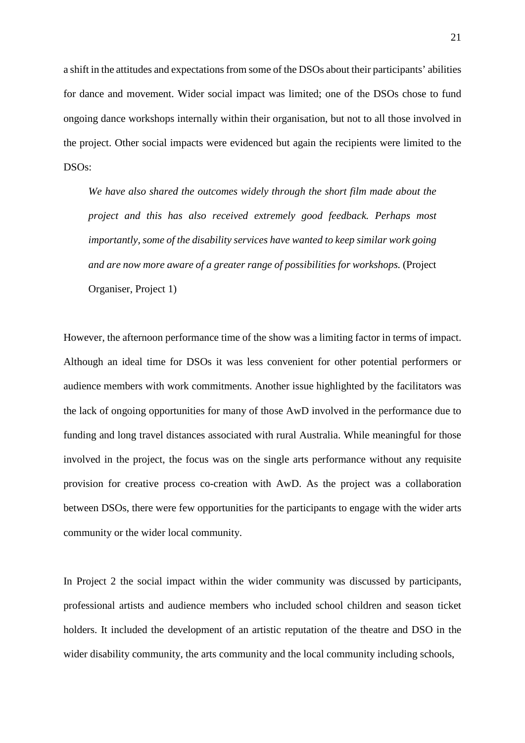a shift in the attitudes and expectations from some of the DSOs about their participants' abilities for dance and movement. Wider social impact was limited; one of the DSOs chose to fund ongoing dance workshops internally within their organisation, but not to all those involved in the project. Other social impacts were evidenced but again the recipients were limited to the DSOs:

> *We have also shared the outcomes widely through the short film made about the project and this has also received extremely good feedback. Perhaps most importantly, some of the disability services have wanted to keep similar work going and are now more aware of a greater range of possibilities for workshops.* (Project Organiser, Project 1)

However, the afternoon performance time of the show was a limiting factor in terms of impact. Although an ideal time for DSOs it was less convenient for other potential performers or audience members with work commitments. Another issue highlighted by the facilitators was the lack of ongoing opportunities for many of those AwD involved in the performance due to funding and long travel distances associated with rural Australia. While meaningful for those involved in the project, the focus was on the single arts performance without any requisite provision for creative process co-creation with AwD. As the project was a collaboration between DSOs, there were few opportunities for the participants to engage with the wider arts community or the wider local community.

In Project 2 the social impact within the wider community was discussed by participants, professional artists and audience members who included school children and season ticket holders. It included the development of an artistic reputation of the theatre and DSO in the wider disability community, the arts community and the local community including schools,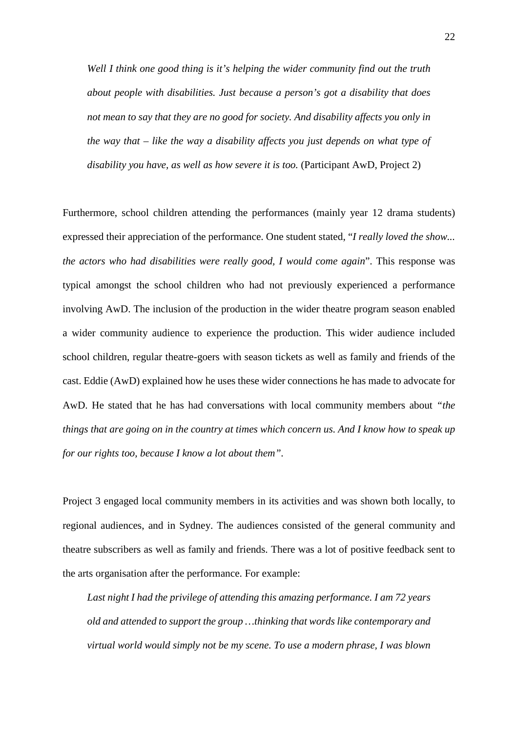> *Well I think one good thing is it's helping the wider community find out the truth about people with disabilities. Just because a person's got a disability that does not mean to say that they are no good for society. And disability affects you only in the way that – like the way a disability affects you just depends on what type of disability you have, as well as how severe it is too.* (Participant AwD, Project 2)

Furthermore, school children attending the performances (mainly year 12 drama students) expressed their appreciation of the performance. One student stated, "*I really loved the show... the actors who had disabilities were really good, I would come again*". This response was typical amongst the school children who had not previously experienced a performance involving AwD. The inclusion of the production in the wider theatre program season enabled a wider community audience to experience the production. This wider audience included school children, regular theatre-goers with season tickets as well as family and friends of the cast. Eddie (AwD) explained how he uses these wider connections he has made to advocate for AwD. He stated that he has had conversations with local community members about *"the things that are going on in the country at times which concern us. And I know how to speak up for our rights too, because I know a lot about them"*.

Project 3 engaged local community members in its activities and was shown both locally, to regional audiences, and in Sydney. The audiences consisted of the general community and theatre subscribers as well as family and friends. There was a lot of positive feedback sent to the arts organisation after the performance. For example:

> *Last night I had the privilege of attending this amazing performance. I am 72 years old and attended to support the group …thinking that words like contemporary and virtual world would simply not be my scene. To use a modern phrase, I was blown*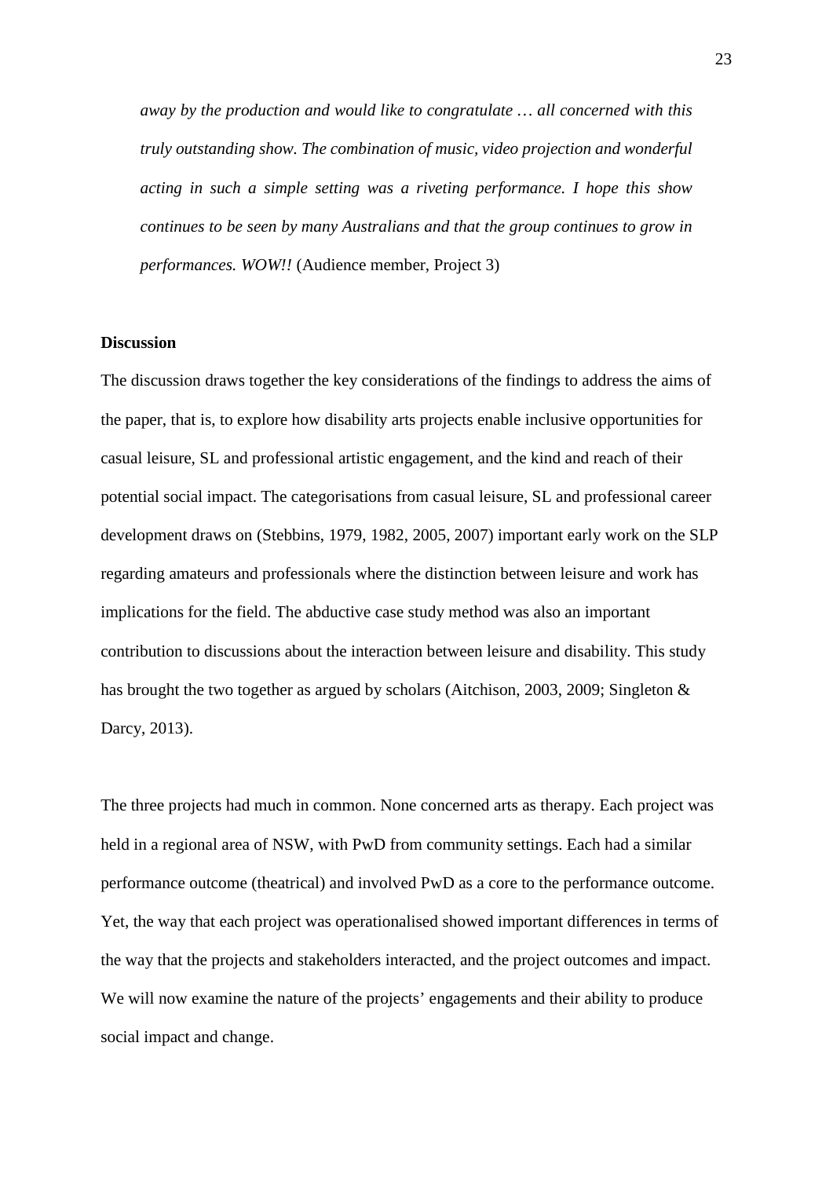*away by the production and would like to congratulate … all concerned with this truly outstanding show. The combination of music, video projection and wonderful acting in such a simple setting was a riveting performance. I hope this show continues to be seen by many Australians and that the group continues to grow in performances. WOW!!* (Audience member, Project 3)

**Discussion**

The discussion draws together the key considerations of the findings to address the aims of the paper, that is, to explore how disability arts projects enable inclusive opportunities for casual leisure, SL and professional artistic engagement, and the kind and reach of their potential social impact. The categorisations from casual leisure, SL and professional career development draws on (Stebbins, 1979, 1982, 2005, 2007) important early work on the SLP regarding amateurs and professionals where the distinction between leisure and work has implications for the field. The abductive case study method was also an important contribution to discussions about the interaction between leisure and disability. This study has brought the two together as argued by scholars (Aitchison, 2003, 2009; Singleton & Darcy, 2013).

The three projects had much in common. None concerned arts as therapy. Each project was held in a regional area of NSW, with PwD from community settings. Each had a similar performance outcome (theatrical) and involved PwD as a core to the performance outcome. Yet, the way that each project was operationalised showed important differences in terms of the way that the projects and stakeholders interacted, and the project outcomes and impact. We will now examine the nature of the projects' engagements and their ability to produce social impact and change.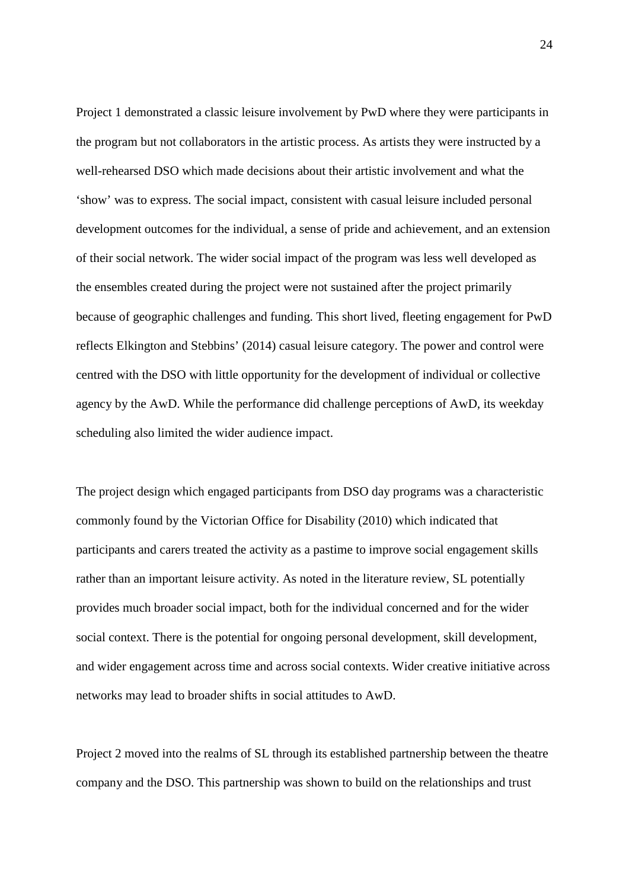Project 1 demonstrated a classic leisure involvement by PwD where they were participants in the program but not collaborators in the artistic process. As artists they were instructed by a well-rehearsed DSO which made decisions about their artistic involvement and what the 'show' was to express. The social impact, consistent with casual leisure included personal development outcomes for the individual, a sense of pride and achievement, and an extension of their social network. The wider social impact of the program was less well developed as the ensembles created during the project were not sustained after the project primarily because of geographic challenges and funding. This short lived, fleeting engagement for PwD reflects Elkington and Stebbins' (2014) casual leisure category. The power and control were centred with the DSO with little opportunity for the development of individual or collective agency by the AwD. While the performance did challenge perceptions of AwD, its weekday scheduling also limited the wider audience impact.

The project design which engaged participants from DSO day programs was a characteristic commonly found by the Victorian Office for Disability (2010) which indicated that participants and carers treated the activity as a pastime to improve social engagement skills rather than an important leisure activity. As noted in the literature review, SL potentially provides much broader social impact, both for the individual concerned and for the wider social context. There is the potential for ongoing personal development, skill development, and wider engagement across time and across social contexts. Wider creative initiative across networks may lead to broader shifts in social attitudes to AwD.

Project 2 moved into the realms of SL through its established partnership between the theatre company and the DSO. This partnership was shown to build on the relationships and trust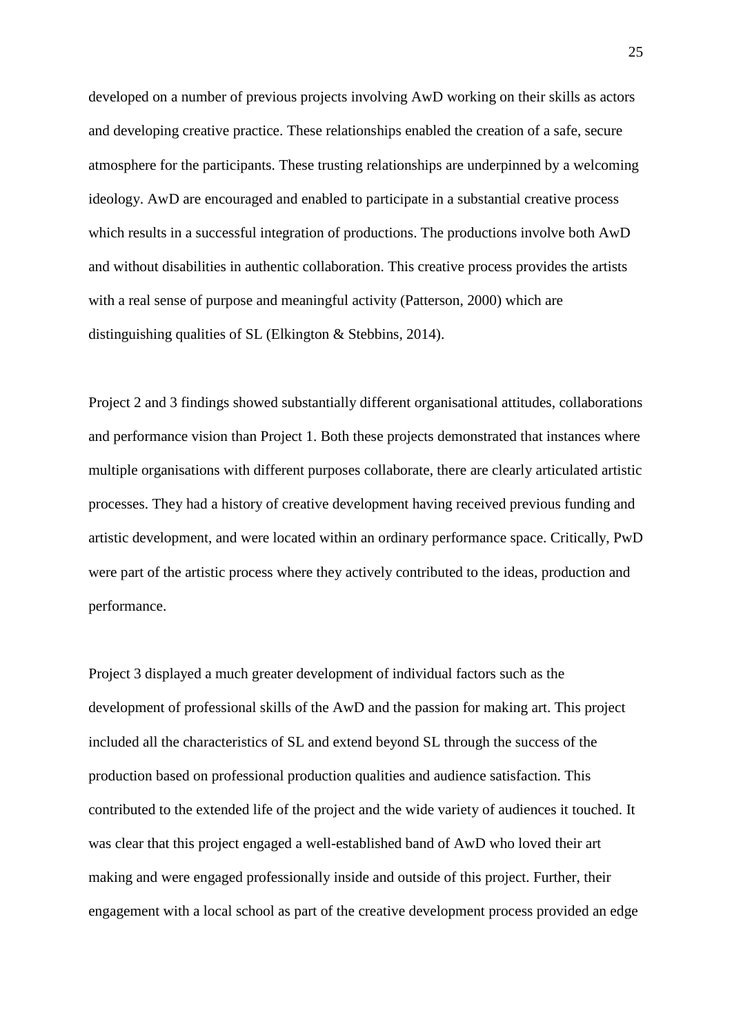developed on a number of previous projects involving AwD working on their skills as actors and developing creative practice. These relationships enabled the creation of a safe, secure atmosphere for the participants. These trusting relationships are underpinned by a welcoming ideology. AwD are encouraged and enabled to participate in a substantial creative process which results in a successful integration of productions. The productions involve both AwD and without disabilities in authentic collaboration. This creative process provides the artists with a real sense of purpose and meaningful activity (Patterson, 2000) which are distinguishing qualities of SL (Elkington & Stebbins, 2014).

Project 2 and 3 findings showed substantially different organisational attitudes, collaborations and performance vision than Project 1. Both these projects demonstrated that instances where multiple organisations with different purposes collaborate, there are clearly articulated artistic processes. They had a history of creative development having received previous funding and artistic development, and were located within an ordinary performance space. Critically, PwD were part of the artistic process where they actively contributed to the ideas, production and performance.

Project 3 displayed a much greater development of individual factors such as the development of professional skills of the AwD and the passion for making art. This project included all the characteristics of SL and extend beyond SL through the success of the production based on professional production qualities and audience satisfaction. This contributed to the extended life of the project and the wide variety of audiences it touched. It was clear that this project engaged a well-established band of AwD who loved their art making and were engaged professionally inside and outside of this project. Further, their engagement with a local school as part of the creative development process provided an edge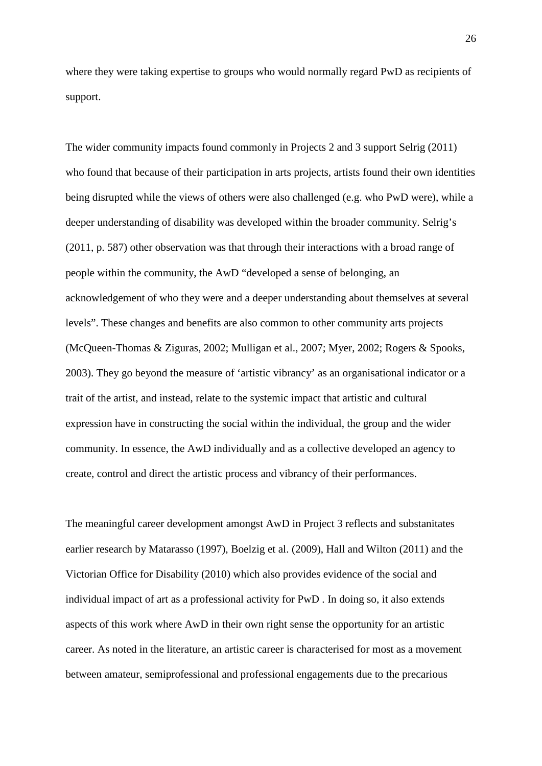where they were taking expertise to groups who would normally regard PwD as recipients of support.

The wider community impacts found commonly in Projects 2 and 3 support Selrig (2011) who found that because of their participation in arts projects, artists found their own identities being disrupted while the views of others were also challenged (e.g. who PwD were), while a deeper understanding of disability was developed within the broader community. Selrig's (2011, p. 587) other observation was that through their interactions with a broad range of people within the community, the AwD "developed a sense of belonging, an acknowledgement of who they were and a deeper understanding about themselves at several levels". These changes and benefits are also common to other community arts projects (McQueen-Thomas & Ziguras, 2002; Mulligan et al., 2007; Myer, 2002; Rogers & Spooks, 2003). They go beyond the measure of 'artistic vibrancy' as an organisational indicator or a trait of the artist, and instead, relate to the systemic impact that artistic and cultural expression have in constructing the social within the individual, the group and the wider community. In essence, the AwD individually and as a collective developed an agency to create, control and direct the artistic process and vibrancy of their performances.

The meaningful career development amongst AwD in Project 3 reflects and substanitates earlier research by Matarasso (1997), Boelzig et al. (2009), Hall and Wilton (2011) and the Victorian Office for Disability (2010) which also provides evidence of the social and individual impact of art as a professional activity for PwD . In doing so, it also extends aspects of this work where AwD in their own right sense the opportunity for an artistic career. As noted in the literature, an artistic career is characterised for most as a movement between amateur, semiprofessional and professional engagements due to the precarious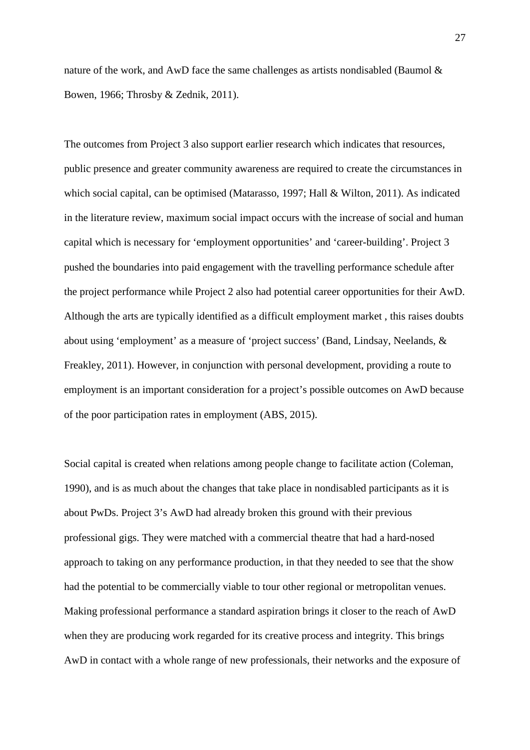nature of the work, and AwD face the same challenges as artists nondisabled (Baumol & Bowen, 1966; Throsby & Zednik, 2011).

The outcomes from Project 3 also support earlier research which indicates that resources, public presence and greater community awareness are required to create the circumstances in which social capital, can be optimised (Matarasso, 1997; Hall & Wilton, 2011). As indicated in the literature review, maximum social impact occurs with the increase of social and human capital which is necessary for 'employment opportunities' and 'career-building'. Project 3 pushed the boundaries into paid engagement with the travelling performance schedule after the project performance while Project 2 also had potential career opportunities for their AwD. Although the arts are typically identified as a difficult employment market , this raises doubts about using 'employment' as a measure of 'project success' (Band, Lindsay, Neelands, & Freakley, 2011). However, in conjunction with personal development, providing a route to employment is an important consideration for a project's possible outcomes on AwD because of the poor participation rates in employment (ABS, 2015).

Social capital is created when relations among people change to facilitate action (Coleman, 1990), and is as much about the changes that take place in nondisabled participants as it is about PwDs. Project 3's AwD had already broken this ground with their previous professional gigs. They were matched with a commercial theatre that had a hard-nosed approach to taking on any performance production, in that they needed to see that the show had the potential to be commercially viable to tour other regional or metropolitan venues. Making professional performance a standard aspiration brings it closer to the reach of AwD when they are producing work regarded for its creative process and integrity. This brings AwD in contact with a whole range of new professionals, their networks and the exposure of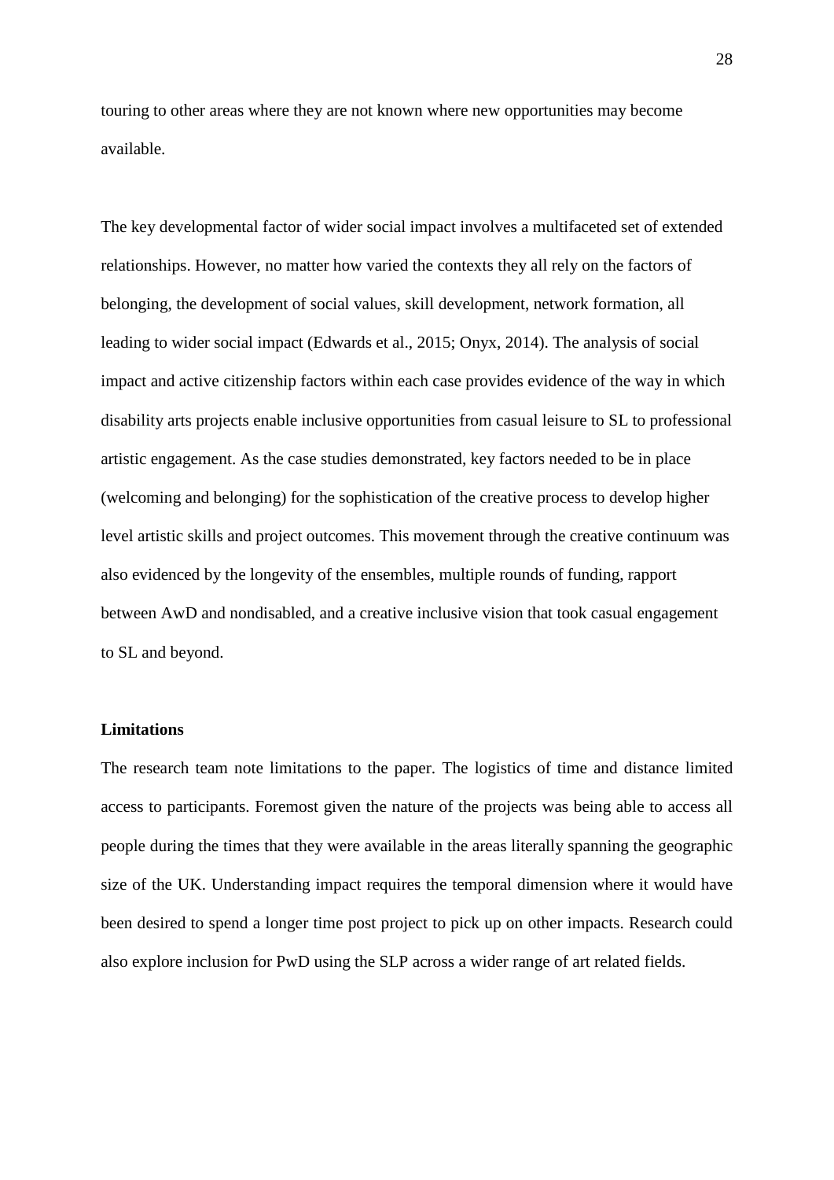touring to other areas where they are not known where new opportunities may become available.

The key developmental factor of wider social impact involves a multifaceted set of extended relationships. However, no matter how varied the contexts they all rely on the factors of belonging, the development of social values, skill development, network formation, all leading to wider social impact (Edwards et al., 2015; Onyx, 2014). The analysis of social impact and active citizenship factors within each case provides evidence of the way in which disability arts projects enable inclusive opportunities from casual leisure to SL to professional artistic engagement. As the case studies demonstrated, key factors needed to be in place (welcoming and belonging) for the sophistication of the creative process to develop higher level artistic skills and project outcomes. This movement through the creative continuum was also evidenced by the longevity of the ensembles, multiple rounds of funding, rapport between AwD and nondisabled, and a creative inclusive vision that took casual engagement to SL and beyond.

**Limitations**

The research team note limitations to the paper. The logistics of time and distance limited access to participants. Foremost given the nature of the projects was being able to access all people during the times that they were available in the areas literally spanning the geographic size of the UK. Understanding impact requires the temporal dimension where it would have been desired to spend a longer time post project to pick up on other impacts. Research could also explore inclusion for PwD using the SLP across a wider range of art related fields.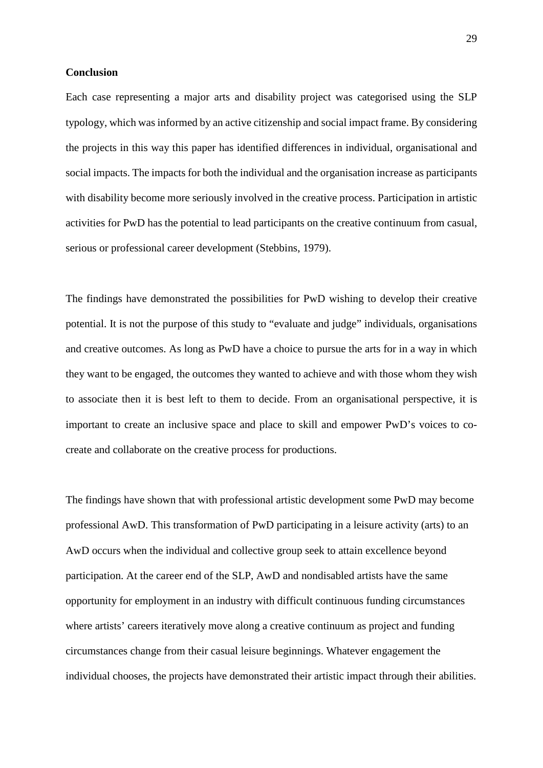**Conclusion**

Each case representing a major arts and disability project was categorised using the SLP typology, which was informed by an active citizenship and social impact frame. By considering the projects in this way this paper has identified differences in individual, organisational and social impacts. The impacts for both the individual and the organisation increase as participants with disability become more seriously involved in the creative process. Participation in artistic activities for PwD has the potential to lead participants on the creative continuum from casual, serious or professional career development (Stebbins, 1979).

The findings have demonstrated the possibilities for PwD wishing to develop their creative potential. It is not the purpose of this study to "evaluate and judge" individuals, organisations and creative outcomes. As long as PwD have a choice to pursue the arts for in a way in which they want to be engaged, the outcomes they wanted to achieve and with those whom they wish to associate then it is best left to them to decide. From an organisational perspective, it is important to create an inclusive space and place to skill and empower PwD's voices to co-create and collaborate on the creative process for productions.

The findings have shown that with professional artistic development some PwD may become professional AwD. This transformation of PwD participating in a leisure activity (arts) to an AwD occurs when the individual and collective group seek to attain excellence beyond participation. At the career end of the SLP, AwD and nondisabled artists have the same opportunity for employment in an industry with difficult continuous funding circumstances where artists' careers iteratively move along a creative continuum as project and funding circumstances change from their casual leisure beginnings. Whatever engagement the individual chooses, the projects have demonstrated their artistic impact through their abilities.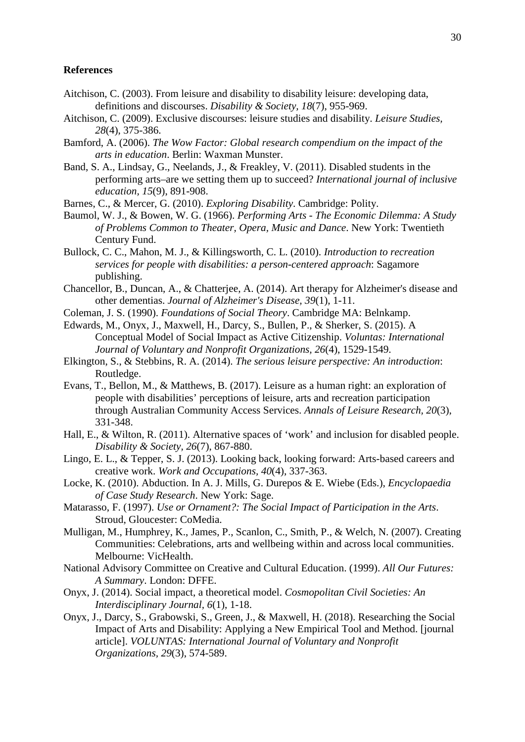**References**

Aitchison, C. (2003). From leisure and disability to disability leisure: developing data, definitions and discourses. *Disability & Society, 18*(7), 955-969.

Aitchison, C. (2009). Exclusive discourses: leisure studies and disability. *Leisure Studies, 28*(4), 375-386.

Bamford, A. (2006). *The Wow Factor: Global research compendium on the impact of the arts in education*. Berlin: Waxman Munster.

Band, S. A., Lindsay, G., Neelands, J., & Freakley, V. (2011). Disabled students in the performing arts–are we setting them up to succeed? *International journal of inclusive education, 15*(9), 891-908.

Barnes, C., & Mercer, G. (2010). *Exploring Disability*. Cambridge: Polity.

Baumol, W. J., & Bowen, W. G. (1966). *Performing Arts - The Economic Dilemma: A Study of Problems Common to Theater, Opera, Music and Dance*. New York: Twentieth Century Fund.

Bullock, C. C., Mahon, M. J., & Killingsworth, C. L. (2010). *Introduction to recreation services for people with disabilities: a person-centered approach*: Sagamore publishing.

Chancellor, B., Duncan, A., & Chatterjee, A. (2014). Art therapy for Alzheimer's disease and other dementias. *Journal of Alzheimer's Disease, 39*(1), 1-11.

Coleman, J. S. (1990). *Foundations of Social Theory*. Cambridge MA: Belnkamp.

Edwards, M., Onyx, J., Maxwell, H., Darcy, S., Bullen, P., & Sherker, S. (2015). A Conceptual Model of Social Impact as Active Citizenship. *Voluntas: International Journal of Voluntary and Nonprofit Organizations, 26*(4), 1529-1549.

Elkington, S., & Stebbins, R. A. (2014). *The serious leisure perspective: An introduction*: Routledge.

Evans, T., Bellon, M., & Matthews, B. (2017). Leisure as a human right: an exploration of people with disabilities' perceptions of leisure, arts and recreation participation through Australian Community Access Services. *Annals of Leisure Research, 20*(3), 331-348.

Hall, E., & Wilton, R. (2011). Alternative spaces of 'work' and inclusion for disabled people. *Disability & Society, 26*(7), 867-880.

Lingo, E. L., & Tepper, S. J. (2013). Looking back, looking forward: Arts-based careers and creative work. *Work and Occupations, 40*(4), 337-363.

Locke, K. (2010). Abduction. In A. J. Mills, G. Durepos & E. Wiebe (Eds.), *Encyclopaedia of Case Study Research*. New York: Sage.

Matarasso, F. (1997). *Use or Ornament?: The Social Impact of Participation in the Arts*. Stroud, Gloucester: CoMedia.

Mulligan, M., Humphrey, K., James, P., Scanlon, C., Smith, P., & Welch, N. (2007). Creating Communities: Celebrations, arts and wellbeing within and across local communities. Melbourne: VicHealth.

National Advisory Committee on Creative and Cultural Education. (1999). *All Our Futures: A Summary*. London: DFFE.

Onyx, J. (2014). Social impact, a theoretical model. *Cosmopolitan Civil Societies: An Interdisciplinary Journal, 6*(1), 1-18.

Onyx, J., Darcy, S., Grabowski, S., Green, J., & Maxwell, H. (2018). Researching the Social Impact of Arts and Disability: Applying a New Empirical Tool and Method. [journal article]. *VOLUNTAS: International Journal of Voluntary and Nonprofit Organizations, 29*(3), 574-589.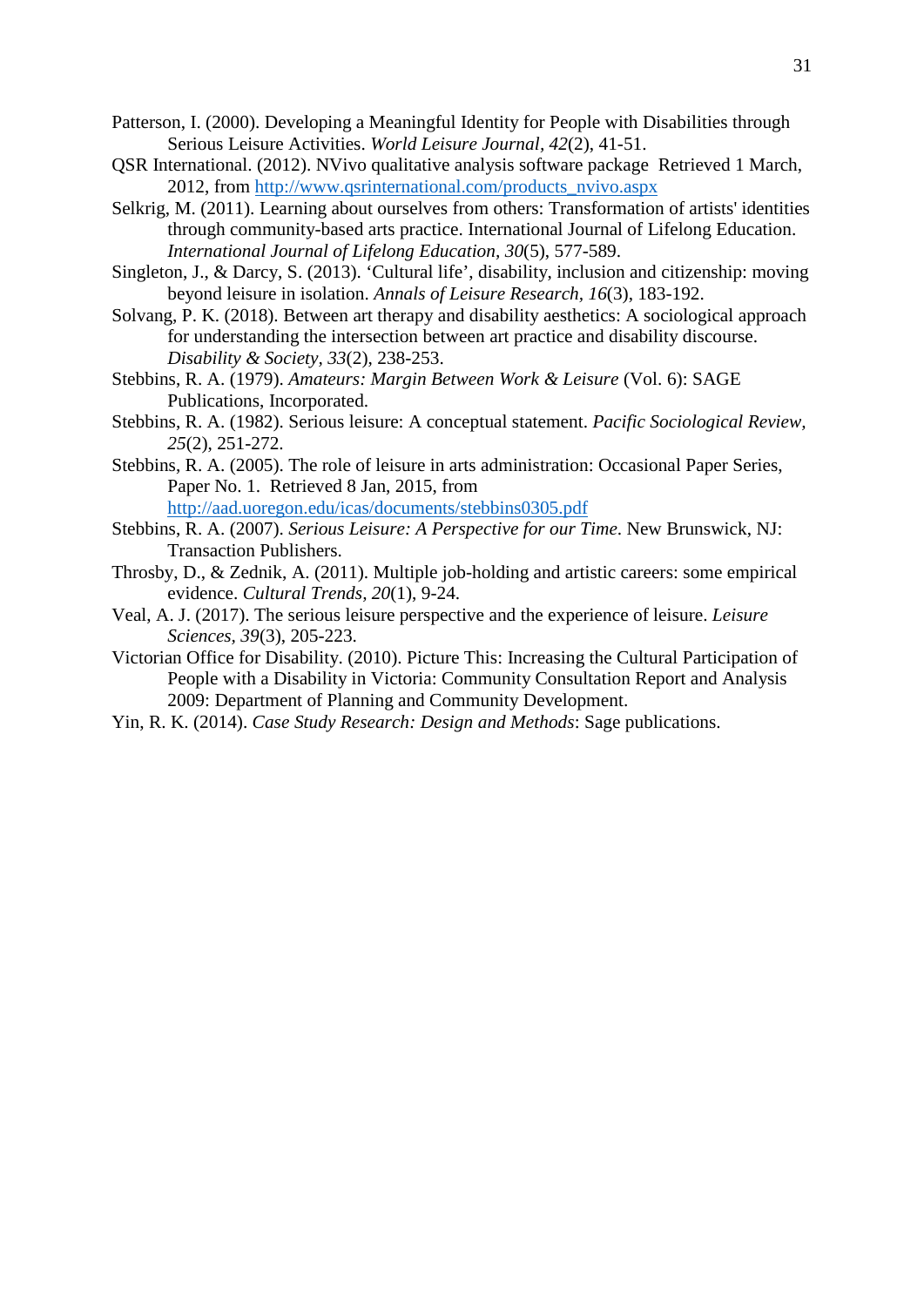Patterson, I. (2000). Developing a Meaningful Identity for People with Disabilities through Serious Leisure Activities. *World Leisure Journal, 42*(2), 41-51.

QSR International. (2012). NVivo qualitative analysis software package Retrieved 1 March, 2012, from http://www.qsrinternational.com/products_nvivo.aspx

Selkrig, M. (2011). Learning about ourselves from others: Transformation of artists' identities through community-based arts practice. International Journal of Lifelong Education. *International Journal of Lifelong Education, 30*(5), 577-589.

Singleton, J., & Darcy, S. (2013). 'Cultural life', disability, inclusion and citizenship: moving beyond leisure in isolation. *Annals of Leisure Research, 16*(3), 183-192.

Solvang, P. K. (2018). Between art therapy and disability aesthetics: A sociological approach for understanding the intersection between art practice and disability discourse. *Disability & Society, 33*(2), 238-253.

Stebbins, R. A. (1979). *Amateurs: Margin Between Work & Leisure* (Vol. 6): SAGE Publications, Incorporated.

Stebbins, R. A. (1982). Serious leisure: A conceptual statement. *Pacific Sociological Review, 25*(2), 251-272.

Stebbins, R. A. (2005). The role of leisure in arts administration: Occasional Paper Series, Paper No. 1. Retrieved 8 Jan, 2015, from http://aad.uoregon.edu/icas/documents/stebbins0305.pdf

Stebbins, R. A. (2007). *Serious Leisure: A Perspective for our Time*. New Brunswick, NJ: Transaction Publishers.

Throsby, D., & Zednik, A. (2011). Multiple job-holding and artistic careers: some empirical evidence. *Cultural Trends, 20*(1), 9-24.

Veal, A. J. (2017). The serious leisure perspective and the experience of leisure. *Leisure Sciences, 39*(3), 205-223.

Victorian Office for Disability. (2010). Picture This: Increasing the Cultural Participation of People with a Disability in Victoria: Community Consultation Report and Analysis 2009: Department of Planning and Community Development.

Yin, R. K. (2014). *Case Study Research: Design and Methods*: Sage publications.